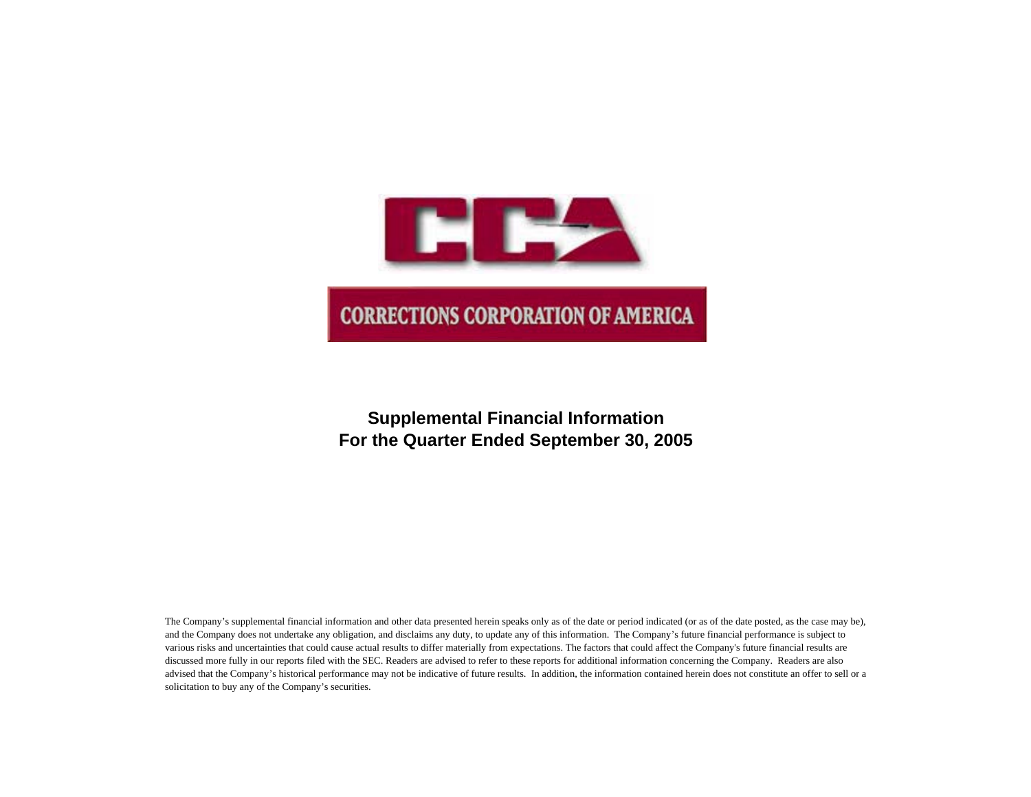CCA

CORRECTIONS CORPORATION OF AMERICA

# Supplemental Financial Information
# For the Quarter Ended September 30, 2005

The Company's supplemental financial information and other data presented herein speaks only as of the date or period indicated (or as of the date posted, as the case may be), and the Company does not undertake any obligation, and disclaims any duty, to update any of this information. The Company's future financial performance is subject to various risks and uncertainties that could cause actual results to differ materially from expectations. The factors that could affect the Company's future financial results are discussed more fully in our reports filed with the SEC. Readers are advised to refer to these reports for additional information concerning the Company. Readers are also advised that the Company's historical performance may not be indicative of future results. In addition, the information contained herein does not constitute an offer to sell or a solicitation to buy any of the Company's securities.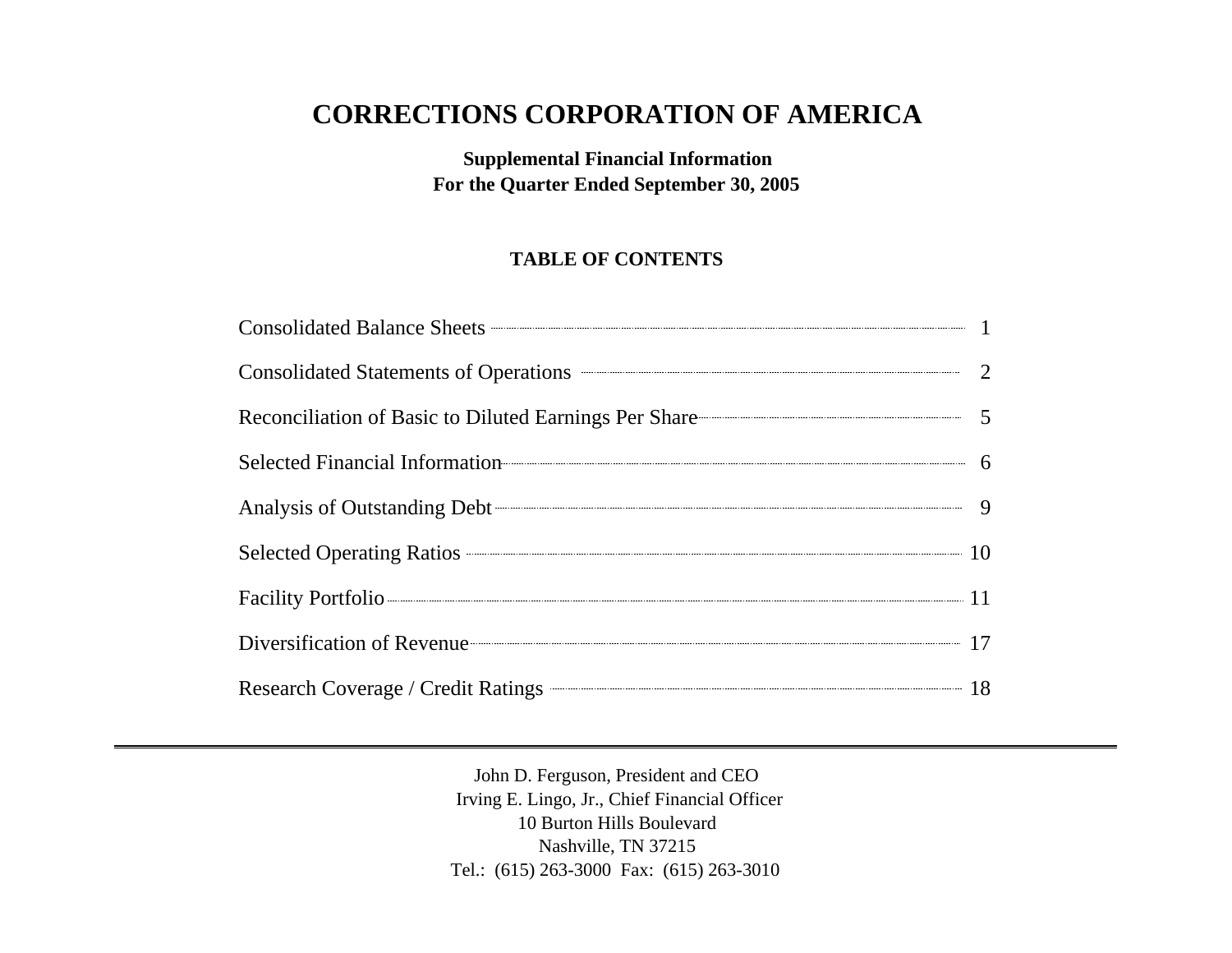# CORRECTIONS CORPORATION OF AMERICA

**Supplemental Financial Information**
**For the Quarter Ended September 30, 2005**

**TABLE OF CONTENTS**

| | |
|---|---|
| Consolidated Balance Sheets | 1 |
| Consolidated Statements of Operations | 2 |
| Reconciliation of Basic to Diluted Earnings Per Share | 5 |
| Selected Financial Information | 6 |
| Analysis of Outstanding Debt | 9 |
| Selected Operating Ratios | 10 |
| Facility Portfolio | 11 |
| Diversification of Revenue | 17 |
| Research Coverage / Credit Ratings | 18 |

---

John D. Ferguson, President and CEO
Irving E. Lingo, Jr., Chief Financial Officer
10 Burton Hills Boulevard
Nashville, TN 37215
Tel.: (615) 263-3000 Fax: (615) 263-3010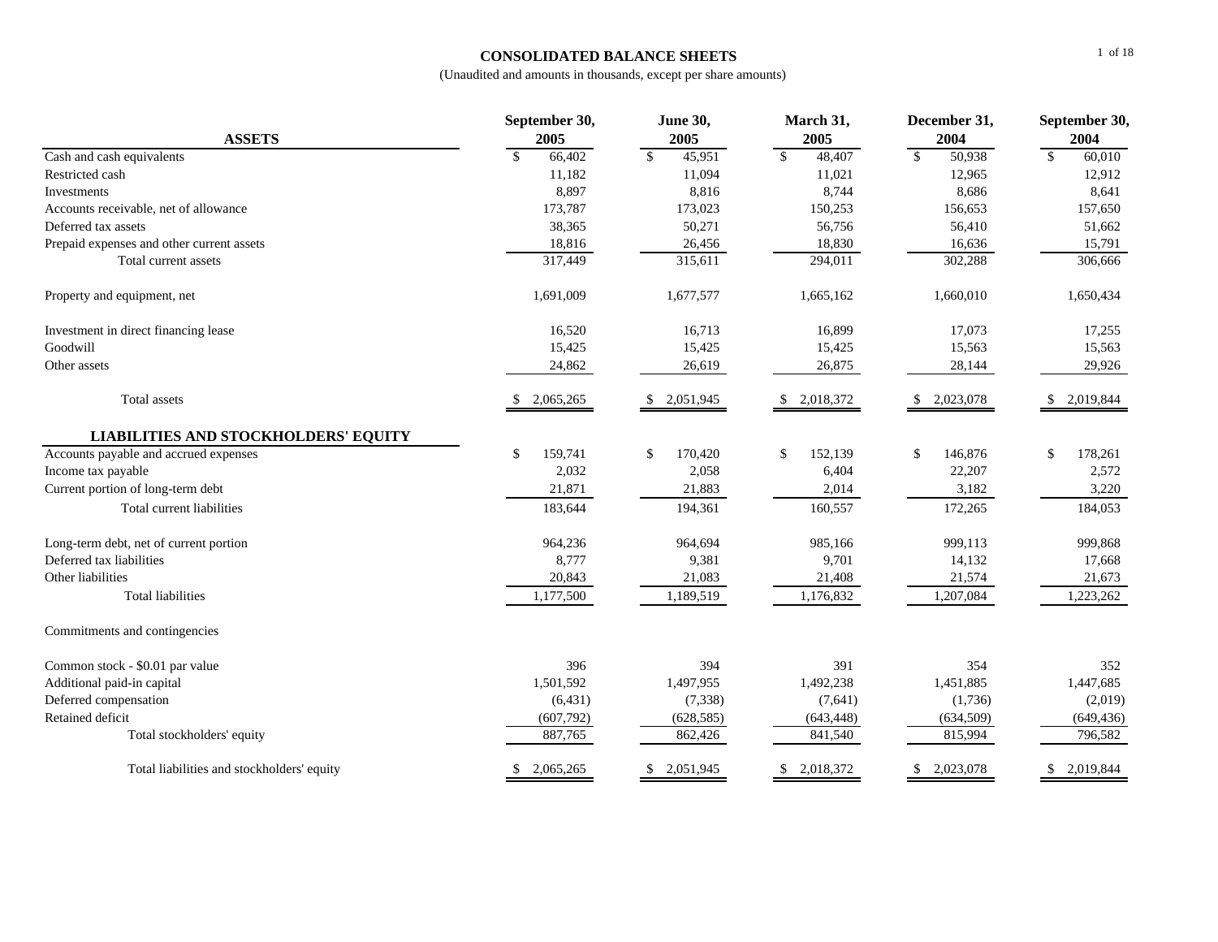# CONSOLIDATED BALANCE SHEETS

(Unaudited and amounts in thousands, except per share amounts)

| ASSETS | September 30, 2005 | June 30, 2005 | March 31, 2005 | December 31, 2004 | September 30, 2004 |
|---|---|---|---|---|---|
| Cash and cash equivalents | $ 66,402 | $ 45,951 | $ 48,407 | $ 50,938 | $ 60,010 |
| Restricted cash | 11,182 | 11,094 | 11,021 | 12,965 | 12,912 |
| Investments | 8,897 | 8,816 | 8,744 | 8,686 | 8,641 |
| Accounts receivable, net of allowance | 173,787 | 173,023 | 150,253 | 156,653 | 157,650 |
| Deferred tax assets | 38,365 | 50,271 | 56,756 | 56,410 | 51,662 |
| Prepaid expenses and other current assets | 18,816 | 26,456 | 18,830 | 16,636 | 15,791 |
| Total current assets | 317,449 | 315,611 | 294,011 | 302,288 | 306,666 |
| Property and equipment, net | 1,691,009 | 1,677,577 | 1,665,162 | 1,660,010 | 1,650,434 |
| Investment in direct financing lease | 16,520 | 16,713 | 16,899 | 17,073 | 17,255 |
| Goodwill | 15,425 | 15,425 | 15,425 | 15,563 | 15,563 |
| Other assets | 24,862 | 26,619 | 26,875 | 28,144 | 29,926 |
| Total assets | $ 2,065,265 | $ 2,051,945 | $ 2,018,372 | $ 2,023,078 | $ 2,019,844 |
| **LIABILITIES AND STOCKHOLDERS' EQUITY** | | | | | |
| Accounts payable and accrued expenses | $ 159,741 | $ 170,420 | $ 152,139 | $ 146,876 | $ 178,261 |
| Income tax payable | 2,032 | 2,058 | 6,404 | 22,207 | 2,572 |
| Current portion of long-term debt | 21,871 | 21,883 | 2,014 | 3,182 | 3,220 |
| Total current liabilities | 183,644 | 194,361 | 160,557 | 172,265 | 184,053 |
| Long-term debt, net of current portion | 964,236 | 964,694 | 985,166 | 999,113 | 999,868 |
| Deferred tax liabilities | 8,777 | 9,381 | 9,701 | 14,132 | 17,668 |
| Other liabilities | 20,843 | 21,083 | 21,408 | 21,574 | 21,673 |
| Total liabilities | 1,177,500 | 1,189,519 | 1,176,832 | 1,207,084 | 1,223,262 |
| Commitments and contingencies | | | | | |
| Common stock - $0.01 par value | 396 | 394 | 391 | 354 | 352 |
| Additional paid-in capital | 1,501,592 | 1,497,955 | 1,492,238 | 1,451,885 | 1,447,685 |
| Deferred compensation | (6,431) | (7,338) | (7,641) | (1,736) | (2,019) |
| Retained deficit | (607,792) | (628,585) | (643,448) | (634,509) | (649,436) |
| Total stockholders' equity | 887,765 | 862,426 | 841,540 | 815,994 | 796,582 |
| Total liabilities and stockholders' equity | $ 2,065,265 | $ 2,051,945 | $ 2,018,372 | $ 2,023,078 | $ 2,019,844 |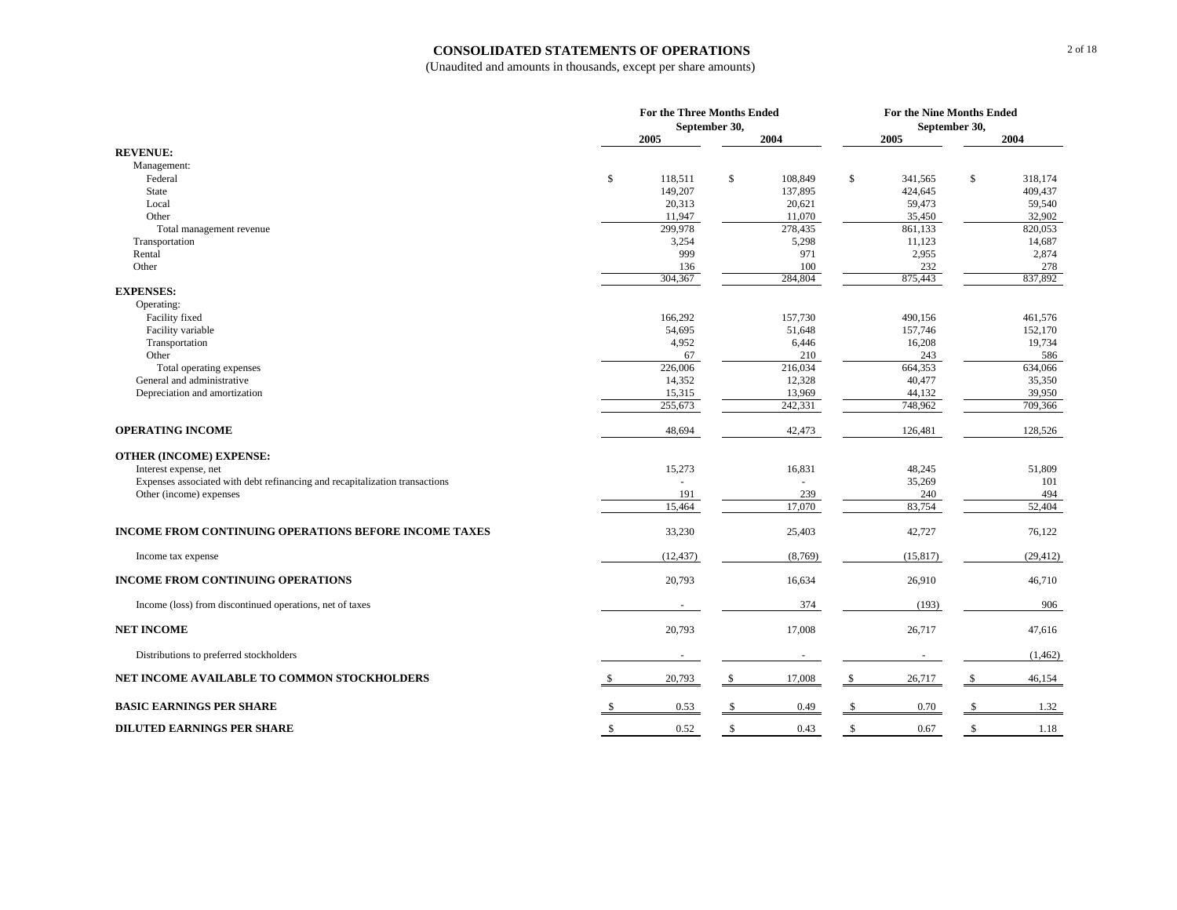# CONSOLIDATED STATEMENTS OF OPERATIONS

(Unaudited and amounts in thousands, except per share amounts)

| | For the Three Months Ended September 30, | | For the Nine Months Ended September 30, | |
|---|---|---|---|---|
| | 2005 | 2004 | 2005 | 2004 |
| **REVENUE:** | | | | |
| Management: | | | | |
| Federal | $ 118,511 | $ 108,849 | $ 341,565 | $ 318,174 |
| State | 149,207 | 137,895 | 424,645 | 409,437 |
| Local | 20,313 | 20,621 | 59,473 | 59,540 |
| Other | 11,947 | 11,070 | 35,450 | 32,902 |
| Total management revenue | 299,978 | 278,435 | 861,133 | 820,053 |
| Transportation | 3,254 | 5,298 | 11,123 | 14,687 |
| Rental | 999 | 971 | 2,955 | 2,874 |
| Other | 136 | 100 | 232 | 278 |
| | 304,367 | 284,804 | 875,443 | 837,892 |
| **EXPENSES:** | | | | |
| Operating: | | | | |
| Facility fixed | 166,292 | 157,730 | 490,156 | 461,576 |
| Facility variable | 54,695 | 51,648 | 157,746 | 152,170 |
| Transportation | 4,952 | 6,446 | 16,208 | 19,734 |
| Other | 67 | 210 | 243 | 586 |
| Total operating expenses | 226,006 | 216,034 | 664,353 | 634,066 |
| General and administrative | 14,352 | 12,328 | 40,477 | 35,350 |
| Depreciation and amortization | 15,315 | 13,969 | 44,132 | 39,950 |
| | 255,673 | 242,331 | 748,962 | 709,366 |
| **OPERATING INCOME** | 48,694 | 42,473 | 126,481 | 128,526 |
| **OTHER (INCOME) EXPENSE:** | | | | |
| Interest expense, net | 15,273 | 16,831 | 48,245 | 51,809 |
| Expenses associated with debt refinancing and recapitalization transactions | - | - | 35,269 | 101 |
| Other (income) expenses | 191 | 239 | 240 | 494 |
| | 15,464 | 17,070 | 83,754 | 52,404 |
| **INCOME FROM CONTINUING OPERATIONS BEFORE INCOME TAXES** | 33,230 | 25,403 | 42,727 | 76,122 |
| Income tax expense | (12,437) | (8,769) | (15,817) | (29,412) |
| **INCOME FROM CONTINUING OPERATIONS** | 20,793 | 16,634 | 26,910 | 46,710 |
| Income (loss) from discontinued operations, net of taxes | - | 374 | (193) | 906 |
| **NET INCOME** | 20,793 | 17,008 | 26,717 | 47,616 |
| Distributions to preferred stockholders | - | - | - | (1,462) |
| **NET INCOME AVAILABLE TO COMMON STOCKHOLDERS** | $ 20,793 | $ 17,008 | $ 26,717 | $ 46,154 |
| **BASIC EARNINGS PER SHARE** | $ 0.53 | $ 0.49 | $ 0.70 | $ 1.32 |
| **DILUTED EARNINGS PER SHARE** | $ 0.52 | $ 0.43 | $ 0.67 | $ 1.18 |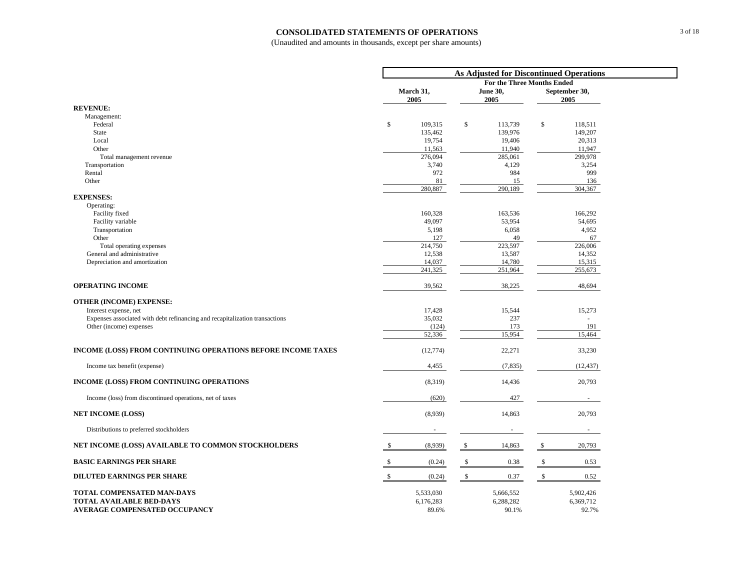# CONSOLIDATED STATEMENTS OF OPERATIONS

(Unaudited and amounts in thousands, except per share amounts)

| | As Adjusted for Discontinued Operations | | |
|---|---|---|---|
| | For the Three Months Ended | | |
| | March 31, 2005 | June 30, 2005 | September 30, 2005 |
| **REVENUE:** | | | |
| Management: | | | |
| Federal | $ 109,315 | $ 113,739 | $ 118,511 |
| State | 135,462 | 139,976 | 149,207 |
| Local | 19,754 | 19,406 | 20,313 |
| Other | 11,563 | 11,940 | 11,947 |
| Total management revenue | 276,094 | 285,061 | 299,978 |
| Transportation | 3,740 | 4,129 | 3,254 |
| Rental | 972 | 984 | 999 |
| Other | 81 | 15 | 136 |
| | 280,887 | 290,189 | 304,367 |
| **EXPENSES:** | | | |
| Operating: | | | |
| Facility fixed | 160,328 | 163,536 | 166,292 |
| Facility variable | 49,097 | 53,954 | 54,695 |
| Transportation | 5,198 | 6,058 | 4,952 |
| Other | 127 | 49 | 67 |
| Total operating expenses | 214,750 | 223,597 | 226,006 |
| General and administrative | 12,538 | 13,587 | 14,352 |
| Depreciation and amortization | 14,037 | 14,780 | 15,315 |
| | 241,325 | 251,964 | 255,673 |
| **OPERATING INCOME** | 39,562 | 38,225 | 48,694 |
| **OTHER (INCOME) EXPENSE:** | | | |
| Interest expense, net | 17,428 | 15,544 | 15,273 |
| Expenses associated with debt refinancing and recapitalization transactions | 35,032 | 237 | - |
| Other (income) expenses | (124) | 173 | 191 |
| | 52,336 | 15,954 | 15,464 |
| **INCOME (LOSS) FROM CONTINUING OPERATIONS BEFORE INCOME TAXES** | (12,774) | 22,271 | 33,230 |
| Income tax benefit (expense) | 4,455 | (7,835) | (12,437) |
| **INCOME (LOSS) FROM CONTINUING OPERATIONS** | (8,319) | 14,436 | 20,793 |
| Income (loss) from discontinued operations, net of taxes | (620) | 427 | - |
| **NET INCOME (LOSS)** | (8,939) | 14,863 | 20,793 |
| Distributions to preferred stockholders | - | - | - |
| **NET INCOME (LOSS) AVAILABLE TO COMMON STOCKHOLDERS** | $ (8,939) | $ 14,863 | $ 20,793 |
| **BASIC EARNINGS PER SHARE** | $ (0.24) | $ 0.38 | $ 0.53 |
| **DILUTED EARNINGS PER SHARE** | $ (0.24) | $ 0.37 | $ 0.52 |
| **TOTAL COMPENSATED MAN-DAYS** | 5,533,030 | 5,666,552 | 5,902,426 |
| **TOTAL AVAILABLE BED-DAYS** | 6,176,283 | 6,288,282 | 6,369,712 |
| **AVERAGE COMPENSATED OCCUPANCY** | 89.6% | 90.1% | 92.7% |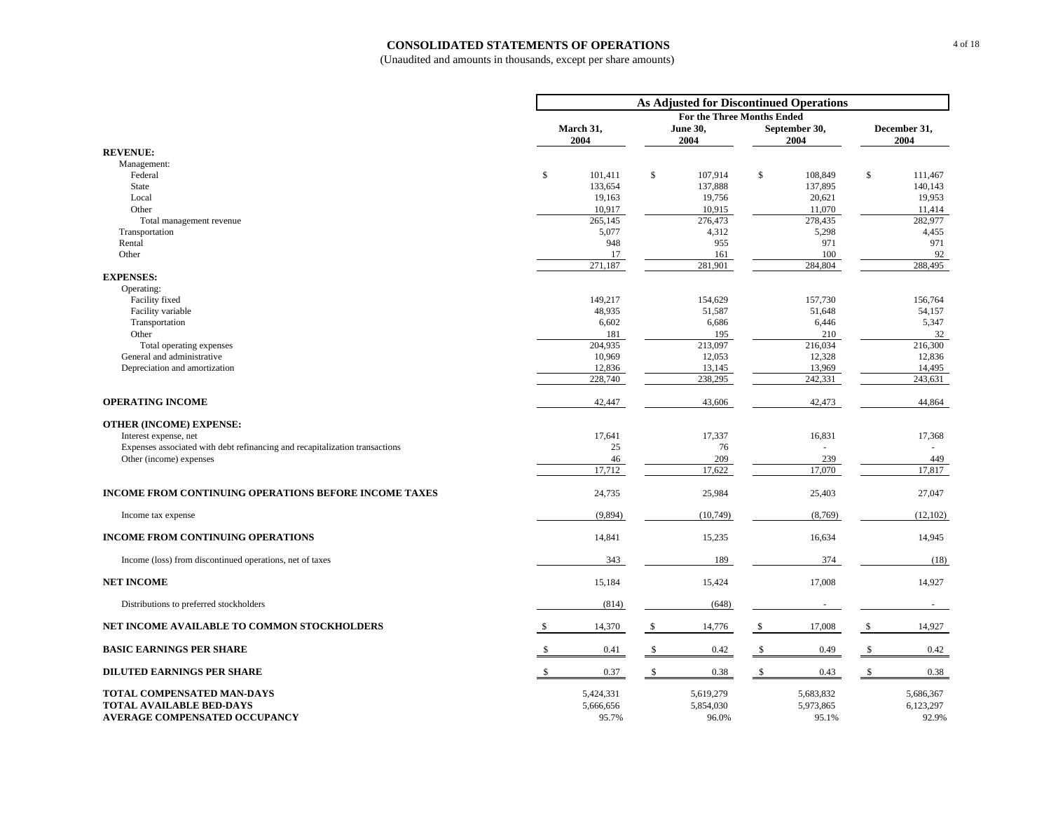# CONSOLIDATED STATEMENTS OF OPERATIONS

(Unaudited and amounts in thousands, except per share amounts)

| | As Adjusted for Discontinued Operations | | | |
|---|---|---|---|---|
| | For the Three Months Ended | | | |
| | March 31, 2004 | June 30, 2004 | September 30, 2004 | December 31, 2004 |
| **REVENUE:** | | | | |
| Management: | | | | |
| Federal | $ 101,411 | $ 107,914 | $ 108,849 | $ 111,467 |
| State | 133,654 | 137,888 | 137,895 | 140,143 |
| Local | 19,163 | 19,756 | 20,621 | 19,953 |
| Other | 10,917 | 10,915 | 11,070 | 11,414 |
| Total management revenue | 265,145 | 276,473 | 278,435 | 282,977 |
| Transportation | 5,077 | 4,312 | 5,298 | 4,455 |
| Rental | 948 | 955 | 971 | 971 |
| Other | 17 | 161 | 100 | 92 |
| | 271,187 | 281,901 | 284,804 | 288,495 |
| **EXPENSES:** | | | | |
| Operating: | | | | |
| Facility fixed | 149,217 | 154,629 | 157,730 | 156,764 |
| Facility variable | 48,935 | 51,587 | 51,648 | 54,157 |
| Transportation | 6,602 | 6,686 | 6,446 | 5,347 |
| Other | 181 | 195 | 210 | 32 |
| Total operating expenses | 204,935 | 213,097 | 216,034 | 216,300 |
| General and administrative | 10,969 | 12,053 | 12,328 | 12,836 |
| Depreciation and amortization | 12,836 | 13,145 | 13,969 | 14,495 |
| | 228,740 | 238,295 | 242,331 | 243,631 |
| **OPERATING INCOME** | 42,447 | 43,606 | 42,473 | 44,864 |
| **OTHER (INCOME) EXPENSE:** | | | | |
| Interest expense, net | 17,641 | 17,337 | 16,831 | 17,368 |
| Expenses associated with debt refinancing and recapitalization transactions | 25 | 76 | - | - |
| Other (income) expenses | 46 | 209 | 239 | 449 |
| | 17,712 | 17,622 | 17,070 | 17,817 |
| **INCOME FROM CONTINUING OPERATIONS BEFORE INCOME TAXES** | 24,735 | 25,984 | 25,403 | 27,047 |
| Income tax expense | (9,894) | (10,749) | (8,769) | (12,102) |
| **INCOME FROM CONTINUING OPERATIONS** | 14,841 | 15,235 | 16,634 | 14,945 |
| Income (loss) from discontinued operations, net of taxes | 343 | 189 | 374 | (18) |
| **NET INCOME** | 15,184 | 15,424 | 17,008 | 14,927 |
| Distributions to preferred stockholders | (814) | (648) | - | - |
| **NET INCOME AVAILABLE TO COMMON STOCKHOLDERS** | $ 14,370 | $ 14,776 | $ 17,008 | $ 14,927 |
| **BASIC EARNINGS PER SHARE** | $ 0.41 | $ 0.42 | $ 0.49 | $ 0.42 |
| **DILUTED EARNINGS PER SHARE** | $ 0.37 | $ 0.38 | $ 0.43 | $ 0.38 |
| **TOTAL COMPENSATED MAN-DAYS** | 5,424,331 | 5,619,279 | 5,683,832 | 5,686,367 |
| **TOTAL AVAILABLE BED-DAYS** | 5,666,656 | 5,854,030 | 5,973,865 | 6,123,297 |
| **AVERAGE COMPENSATED OCCUPANCY** | 95.7% | 96.0% | 95.1% | 92.9% |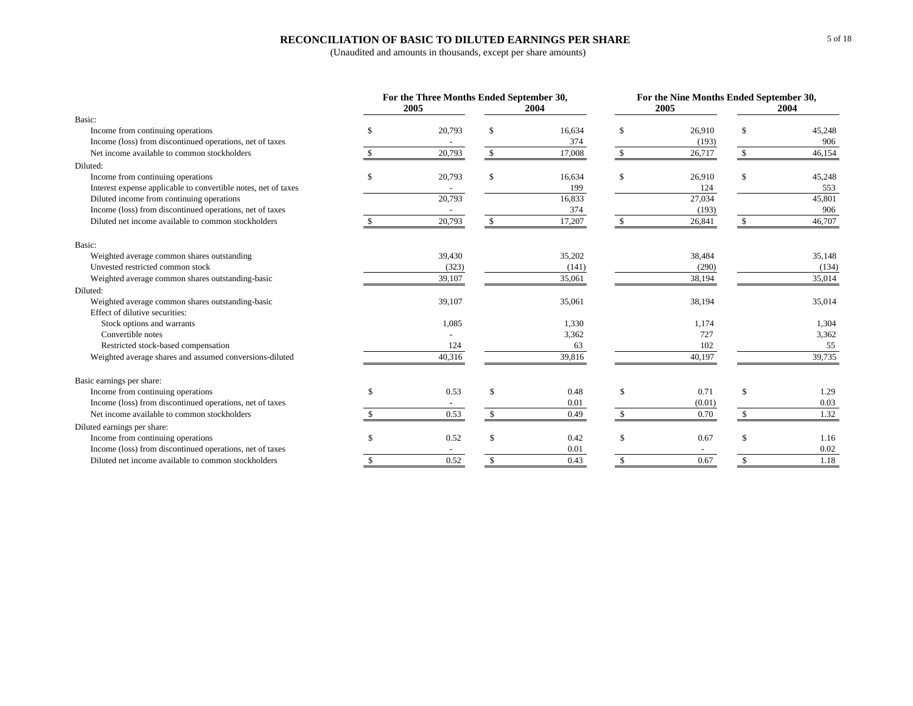# RECONCILIATION OF BASIC TO DILUTED EARNINGS PER SHARE

(Unaudited and amounts in thousands, except per share amounts)

| | For the Three Months Ended September 30, | | For the Nine Months Ended September 30, | |
|---|---|---|---|---|
| | 2005 | 2004 | 2005 | 2004 |
| **Basic:** | | | | |
| Income from continuing operations | $ 20,793 | $ 16,634 | $ 26,910 | $ 45,248 |
| Income (loss) from discontinued operations, net of taxes | - | 374 | (193) | 906 |
| Net income available to common stockholders | $ 20,793 | $ 17,008 | $ 26,717 | $ 46,154 |
| **Diluted:** | | | | |
| Income from continuing operations | $ 20,793 | $ 16,634 | $ 26,910 | $ 45,248 |
| Interest expense applicable to convertible notes, net of taxes | - | 199 | 124 | 553 |
| Diluted income from continuing operations | 20,793 | 16,833 | 27,034 | 45,801 |
| Income (loss) from discontinued operations, net of taxes | - | 374 | (193) | 906 |
| Diluted net income available to common stockholders | $ 20,793 | $ 17,207 | $ 26,841 | $ 46,707 |
| **Basic:** | | | | |
| Weighted average common shares outstanding | 39,430 | 35,202 | 38,484 | 35,148 |
| Unvested restricted common stock | (323) | (141) | (290) | (134) |
| Weighted average common shares outstanding-basic | 39,107 | 35,061 | 38,194 | 35,014 |
| **Diluted:** | | | | |
| Weighted average common shares outstanding-basic | 39,107 | 35,061 | 38,194 | 35,014 |
| Effect of dilutive securities: | | | | |
| Stock options and warrants | 1,085 | 1,330 | 1,174 | 1,304 |
| Convertible notes | - | 3,362 | 727 | 3,362 |
| Restricted stock-based compensation | 124 | 63 | 102 | 55 |
| Weighted average shares and assumed conversions-diluted | 40,316 | 39,816 | 40,197 | 39,735 |
| **Basic earnings per share:** | | | | |
| Income from continuing operations | $ 0.53 | $ 0.48 | $ 0.71 | $ 1.29 |
| Income (loss) from discontinued operations, net of taxes | - | 0.01 | (0.01) | 0.03 |
| Net income available to common stockholders | $ 0.53 | $ 0.49 | $ 0.70 | $ 1.32 |
| **Diluted earnings per share:** | | | | |
| Income from continuing operations | $ 0.52 | $ 0.42 | $ 0.67 | $ 1.16 |
| Income (loss) from discontinued operations, net of taxes | - | 0.01 | - | 0.02 |
| Diluted net income available to common stockholders | $ 0.52 | $ 0.43 | $ 0.67 | $ 1.18 |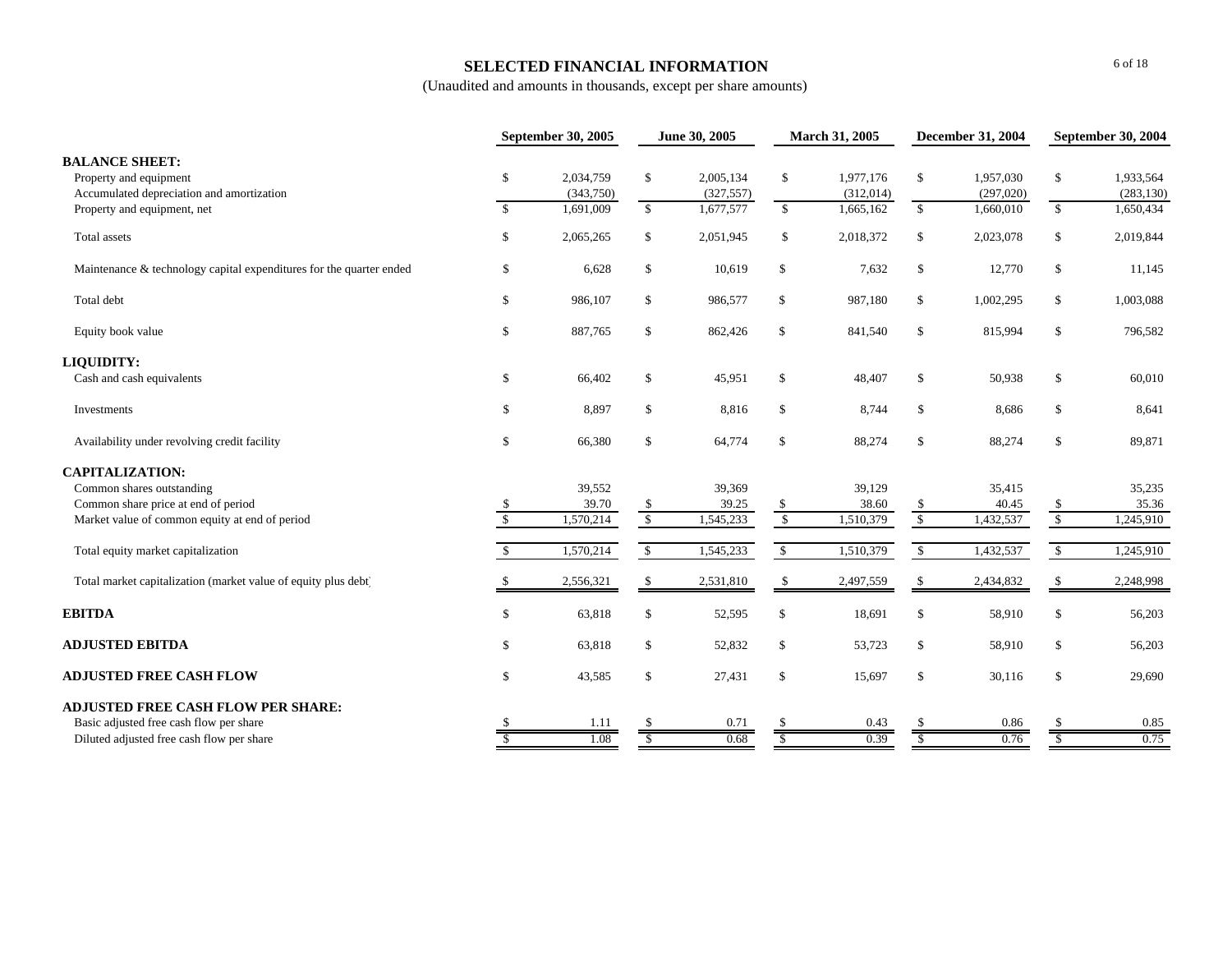# SELECTED FINANCIAL INFORMATION

(Unaudited and amounts in thousands, except per share amounts)

| | September 30, 2005 | June 30, 2005 | March 31, 2005 | December 31, 2004 | September 30, 2004 |
|---|---|---|---|---|---|
| **BALANCE SHEET:** | | | | | |
| Property and equipment | $ 2,034,759 | $ 2,005,134 | $ 1,977,176 | $ 1,957,030 | $ 1,933,564 |
| Accumulated depreciation and amortization | (343,750) | (327,557) | (312,014) | (297,020) | (283,130) |
| Property and equipment, net | $ 1,691,009 | $ 1,677,577 | $ 1,665,162 | $ 1,660,010 | $ 1,650,434 |
| Total assets | $ 2,065,265 | $ 2,051,945 | $ 2,018,372 | $ 2,023,078 | $ 2,019,844 |
| Maintenance & technology capital expenditures for the quarter ended | $ 6,628 | $ 10,619 | $ 7,632 | $ 12,770 | $ 11,145 |
| Total debt | $ 986,107 | $ 986,577 | $ 987,180 | $ 1,002,295 | $ 1,003,088 |
| Equity book value | $ 887,765 | $ 862,426 | $ 841,540 | $ 815,994 | $ 796,582 |
| **LIQUIDITY:** | | | | | |
| Cash and cash equivalents | $ 66,402 | $ 45,951 | $ 48,407 | $ 50,938 | $ 60,010 |
| Investments | $ 8,897 | $ 8,816 | $ 8,744 | $ 8,686 | $ 8,641 |
| Availability under revolving credit facility | $ 66,380 | $ 64,774 | $ 88,274 | $ 88,274 | $ 89,871 |
| **CAPITALIZATION:** | | | | | |
| Common shares outstanding | 39,552 | 39,369 | 39,129 | 35,415 | 35,235 |
| Common share price at end of period | $ 39.70 | $ 39.25 | $ 38.60 | $ 40.45 | $ 35.36 |
| Market value of common equity at end of period | $ 1,570,214 | $ 1,545,233 | $ 1,510,379 | $ 1,432,537 | $ 1,245,910 |
| Total equity market capitalization | $ 1,570,214 | $ 1,545,233 | $ 1,510,379 | $ 1,432,537 | $ 1,245,910 |
| Total market capitalization (market value of equity plus debt) | $ 2,556,321 | $ 2,531,810 | $ 2,497,559 | $ 2,434,832 | $ 2,248,998 |
| **EBITDA** | $ 63,818 | $ 52,595 | $ 18,691 | $ 58,910 | $ 56,203 |
| **ADJUSTED EBITDA** | $ 63,818 | $ 52,832 | $ 53,723 | $ 58,910 | $ 56,203 |
| **ADJUSTED FREE CASH FLOW** | $ 43,585 | $ 27,431 | $ 15,697 | $ 30,116 | $ 29,690 |
| **ADJUSTED FREE CASH FLOW PER SHARE:** | | | | | |
| Basic adjusted free cash flow per share | $ 1.11 | $ 0.71 | $ 0.43 | $ 0.86 | $ 0.85 |
| Diluted adjusted free cash flow per share | $ 1.08 | $ 0.68 | $ 0.39 | $ 0.76 | $ 0.75 |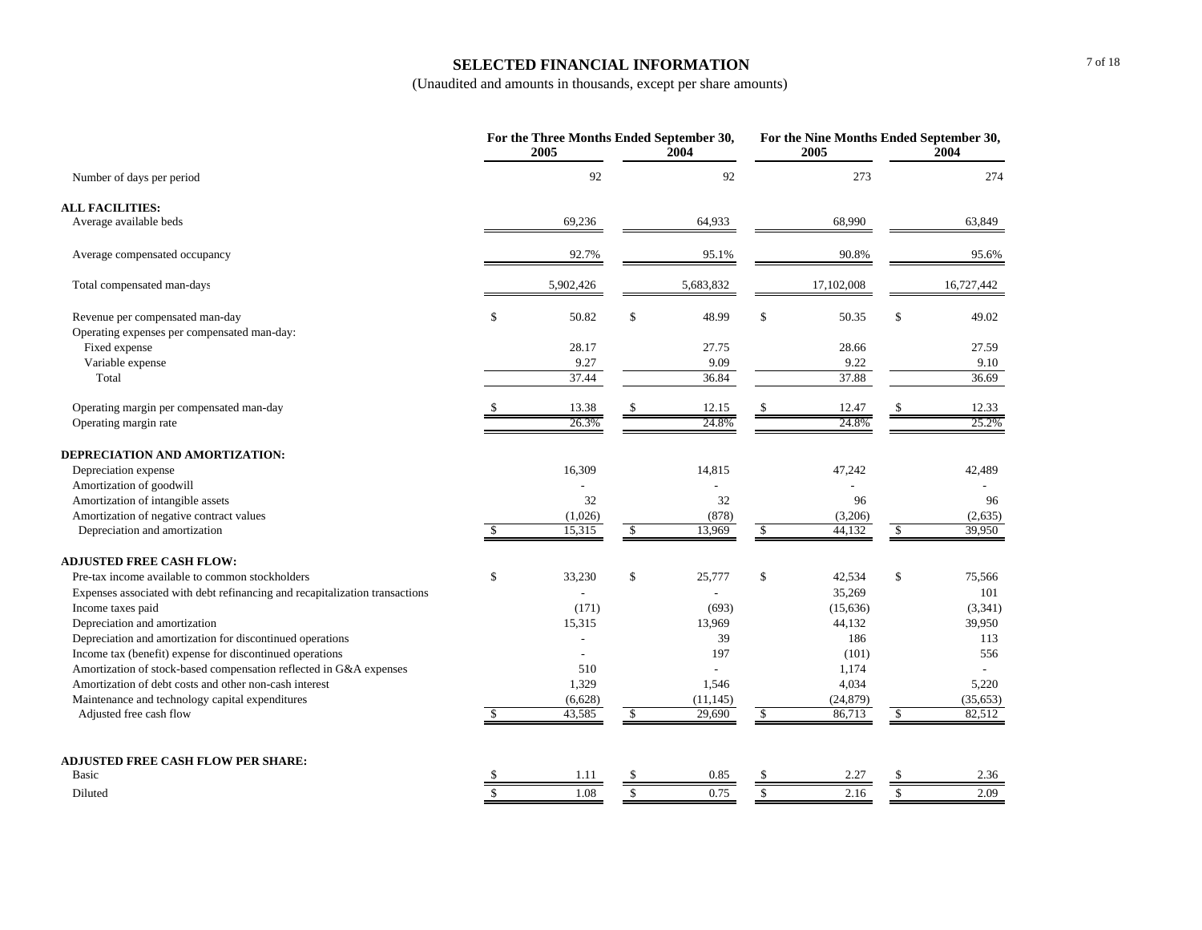# SELECTED FINANCIAL INFORMATION

(Unaudited and amounts in thousands, except per share amounts)

| | For the Three Months Ended September 30, 2005 | For the Three Months Ended September 30, 2004 | For the Nine Months Ended September 30, 2005 | For the Nine Months Ended September 30, 2004 |
|---|---|---|---|---|
| Number of days per period | 92 | 92 | 273 | 274 |
| **ALL FACILITIES:** | | | | |
| Average available beds | 69,236 | 64,933 | 68,990 | 63,849 |
| Average compensated occupancy | 92.7% | 95.1% | 90.8% | 95.6% |
| Total compensated man-days | 5,902,426 | 5,683,832 | 17,102,008 | 16,727,442 |
| Revenue per compensated man-day | $ 50.82 | $ 48.99 | $ 50.35 | $ 49.02 |
| Operating expenses per compensated man-day: | | | | |
| Fixed expense | 28.17 | 27.75 | 28.66 | 27.59 |
| Variable expense | 9.27 | 9.09 | 9.22 | 9.10 |
| Total | 37.44 | 36.84 | 37.88 | 36.69 |
| Operating margin per compensated man-day | $ 13.38 | $ 12.15 | $ 12.47 | $ 12.33 |
| Operating margin rate | 26.3% | 24.8% | 24.8% | 25.2% |
| **DEPRECIATION AND AMORTIZATION:** | | | | |
| Depreciation expense | 16,309 | 14,815 | 47,242 | 42,489 |
| Amortization of goodwill | - | - | - | - |
| Amortization of intangible assets | 32 | 32 | 96 | 96 |
| Amortization of negative contract values | (1,026) | (878) | (3,206) | (2,635) |
| Depreciation and amortization | $ 15,315 | $ 13,969 | $ 44,132 | $ 39,950 |
| **ADJUSTED FREE CASH FLOW:** | | | | |
| Pre-tax income available to common stockholders | $ 33,230 | $ 25,777 | $ 42,534 | $ 75,566 |
| Expenses associated with debt refinancing and recapitalization transactions | - | - | 35,269 | 101 |
| Income taxes paid | (171) | (693) | (15,636) | (3,341) |
| Depreciation and amortization | 15,315 | 13,969 | 44,132 | 39,950 |
| Depreciation and amortization for discontinued operations | - | 39 | 186 | 113 |
| Income tax (benefit) expense for discontinued operations | - | 197 | (101) | 556 |
| Amortization of stock-based compensation reflected in G&A expenses | 510 | - | 1,174 | - |
| Amortization of debt costs and other non-cash interest | 1,329 | 1,546 | 4,034 | 5,220 |
| Maintenance and technology capital expenditures | (6,628) | (11,145) | (24,879) | (35,653) |
| Adjusted free cash flow | $ 43,585 | $ 29,690 | $ 86,713 | $ 82,512 |
| **ADJUSTED FREE CASH FLOW PER SHARE:** | | | | |
| Basic | $ 1.11 | $ 0.85 | $ 2.27 | $ 2.36 |
| Diluted | $ 1.08 | $ 0.75 | $ 2.16 | $ 2.09 |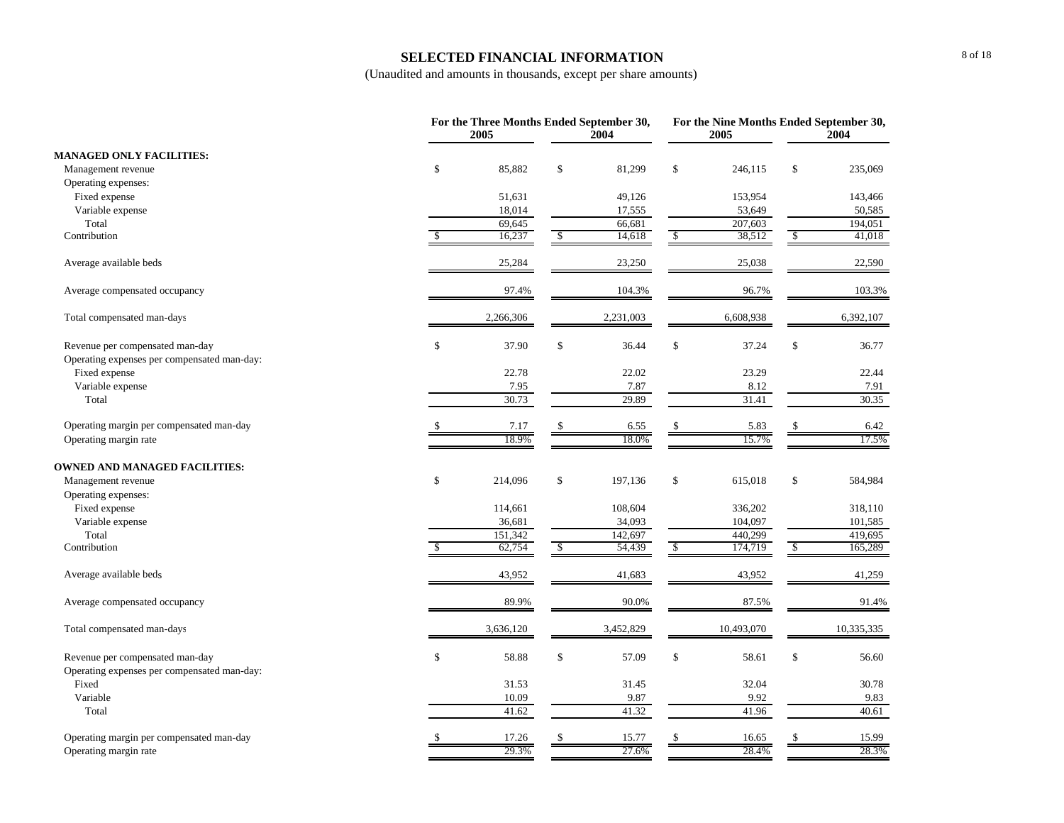# SELECTED FINANCIAL INFORMATION

(Unaudited and amounts in thousands, except per share amounts)

| | For the Three Months Ended September 30, 2005 | For the Three Months Ended September 30, 2004 | For the Nine Months Ended September 30, 2005 | For the Nine Months Ended September 30, 2004 |
|---|---|---|---|---|
| **MANAGED ONLY FACILITIES:** | | | | |
| Management revenue | $ 85,882 | $ 81,299 | $ 246,115 | $ 235,069 |
| Operating expenses: | | | | |
| Fixed expense | 51,631 | 49,126 | 153,954 | 143,466 |
| Variable expense | 18,014 | 17,555 | 53,649 | 50,585 |
| Total | 69,645 | 66,681 | 207,603 | 194,051 |
| Contribution | $ 16,237 | $ 14,618 | $ 38,512 | $ 41,018 |
| Average available beds | 25,284 | 23,250 | 25,038 | 22,590 |
| Average compensated occupancy | 97.4% | 104.3% | 96.7% | 103.3% |
| Total compensated man-days | 2,266,306 | 2,231,003 | 6,608,938 | 6,392,107 |
| Revenue per compensated man-day | $ 37.90 | $ 36.44 | $ 37.24 | $ 36.77 |
| Operating expenses per compensated man-day: | | | | |
| Fixed expense | 22.78 | 22.02 | 23.29 | 22.44 |
| Variable expense | 7.95 | 7.87 | 8.12 | 7.91 |
| Total | 30.73 | 29.89 | 31.41 | 30.35 |
| Operating margin per compensated man-day | $ 7.17 | $ 6.55 | $ 5.83 | $ 6.42 |
| Operating margin rate | 18.9% | 18.0% | 15.7% | 17.5% |
| **OWNED AND MANAGED FACILITIES:** | | | | |
| Management revenue | $ 214,096 | $ 197,136 | $ 615,018 | $ 584,984 |
| Operating expenses: | | | | |
| Fixed expense | 114,661 | 108,604 | 336,202 | 318,110 |
| Variable expense | 36,681 | 34,093 | 104,097 | 101,585 |
| Total | 151,342 | 142,697 | 440,299 | 419,695 |
| Contribution | $ 62,754 | $ 54,439 | $ 174,719 | $ 165,289 |
| Average available beds | 43,952 | 41,683 | 43,952 | 41,259 |
| Average compensated occupancy | 89.9% | 90.0% | 87.5% | 91.4% |
| Total compensated man-days | 3,636,120 | 3,452,829 | 10,493,070 | 10,335,335 |
| Revenue per compensated man-day | $ 58.88 | $ 57.09 | $ 58.61 | $ 56.60 |
| Operating expenses per compensated man-day: | | | | |
| Fixed | 31.53 | 31.45 | 32.04 | 30.78 |
| Variable | 10.09 | 9.87 | 9.92 | 9.83 |
| Total | 41.62 | 41.32 | 41.96 | 40.61 |
| Operating margin per compensated man-day | $ 17.26 | $ 15.77 | $ 16.65 | $ 15.99 |
| Operating margin rate | 29.3% | 27.6% | 28.4% | 28.3% |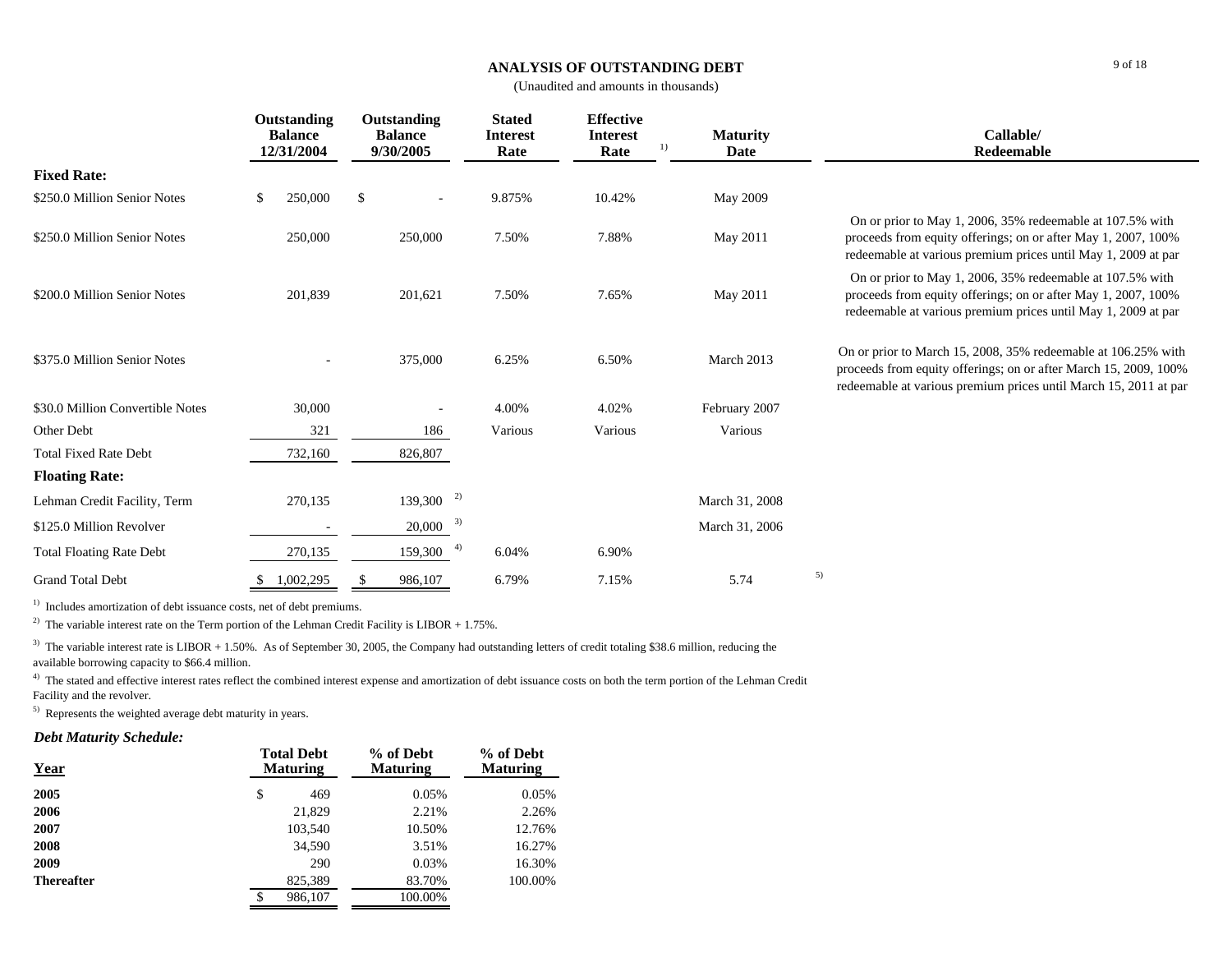## ANALYSIS OF OUTSTANDING DEBT

(Unaudited and amounts in thousands)

| | Outstanding Balance 12/31/2004 | Outstanding Balance 9/30/2005 | Stated Interest Rate | Effective Interest Rate [1] | Maturity Date | Callable/ Redeemable |
|---|---|---|---|---|---|---|
| **Fixed Rate:** | | | | | | |
| $250.0 Million Senior Notes | $ 250,000 | $ - | 9.875% | 10.42% | May 2009 | |
| $250.0 Million Senior Notes | 250,000 | 250,000 | 7.50% | 7.88% | May 2011 | On or prior to May 1, 2006, 35% redeemable at 107.5% with proceeds from equity offerings; on or after May 1, 2007, 100% redeemable at various premium prices until May 1, 2009 at par |
| $200.0 Million Senior Notes | 201,839 | 201,621 | 7.50% | 7.65% | May 2011 | On or prior to May 1, 2006, 35% redeemable at 107.5% with proceeds from equity offerings; on or after May 1, 2007, 100% redeemable at various premium prices until May 1, 2009 at par |
| $375.0 Million Senior Notes | - | 375,000 | 6.25% | 6.50% | March 2013 | On or prior to March 15, 2008, 35% redeemable at 106.25% with proceeds from equity offerings; on or after March 15, 2009, 100% redeemable at various premium prices until March 15, 2011 at par |
| $30.0 Million Convertible Notes | 30,000 | - | 4.00% | 4.02% | February 2007 | |
| Other Debt | 321 | 186 | Various | Various | Various | |
| Total Fixed Rate Debt | 732,160 | 826,807 | | | | |
| **Floating Rate:** | | | | | | |
| Lehman Credit Facility, Term | 270,135 | 139,300 [2] | | | March 31, 2008 | |
| $125.0 Million Revolver | - | 20,000 [3] | | | March 31, 2006 | |
| Total Floating Rate Debt | 270,135 | 159,300 [4] | 6.04% | 6.90% | | |
| Grand Total Debt | $ 1,002,295 | $ 986,107 | 6.79% | 7.15% | 5.74 [5] | |

[1] Includes amortization of debt issuance costs, net of debt premiums.

[2] The variable interest rate on the Term portion of the Lehman Credit Facility is LIBOR + 1.75%.

[3] The variable interest rate is LIBOR + 1.50%. As of September 30, 2005, the Company had outstanding letters of credit totaling $38.6 million, reducing the available borrowing capacity to $66.4 million.

[4] The stated and effective interest rates reflect the combined interest expense and amortization of debt issuance costs on both the term portion of the Lehman Credit Facility and the revolver.

[5] Represents the weighted average debt maturity in years.

***Debt Maturity Schedule:***

| Year | Total Debt Maturing | % of Debt Maturing | % of Debt Maturing |
|---|---|---|---|
| **2005** | $ 469 | 0.05% | 0.05% |
| **2006** | 21,829 | 2.21% | 2.26% |
| **2007** | 103,540 | 10.50% | 12.76% |
| **2008** | 34,590 | 3.51% | 16.27% |
| **2009** | 290 | 0.03% | 16.30% |
| **Thereafter** | 825,389 | 83.70% | 100.00% |
| | $ 986,107 | 100.00% | |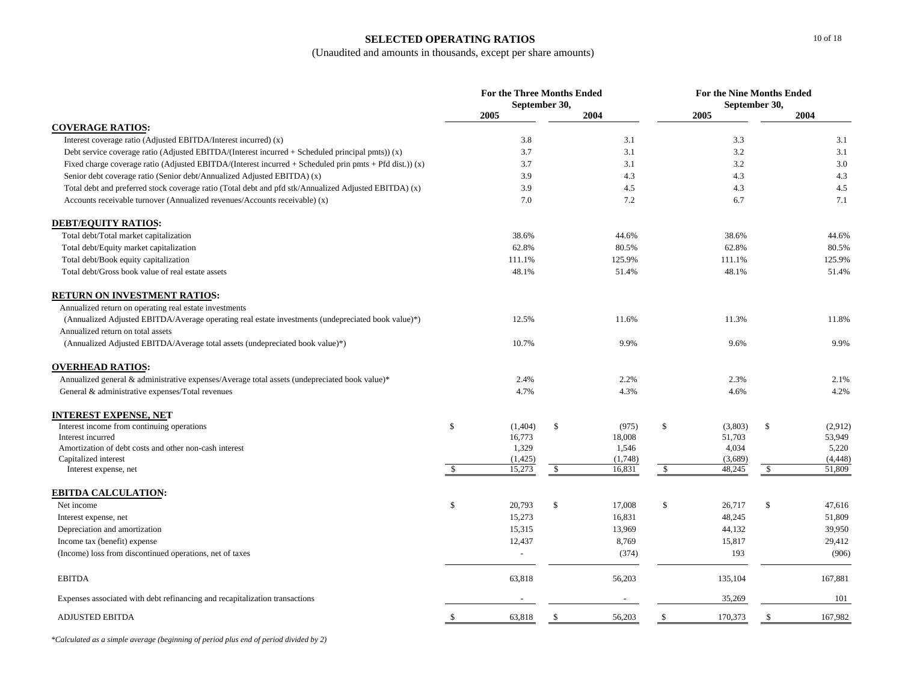# SELECTED OPERATING RATIOS

(Unaudited and amounts in thousands, except per share amounts)

| | For the Three Months Ended September 30, | | For the Nine Months Ended September 30, | |
|---|---|---|---|---|
| | 2005 | 2004 | 2005 | 2004 |
| **COVERAGE RATIOS:** | | | | |
| Interest coverage ratio (Adjusted EBITDA/Interest incurred) (x) | 3.8 | 3.1 | 3.3 | 3.1 |
| Debt service coverage ratio (Adjusted EBITDA/(Interest incurred + Scheduled principal pmts)) (x) | 3.7 | 3.1 | 3.2 | 3.1 |
| Fixed charge coverage ratio (Adjusted EBITDA/(Interest incurred + Scheduled prin pmts + Pfd dist.)) (x) | 3.7 | 3.1 | 3.2 | 3.0 |
| Senior debt coverage ratio (Senior debt/Annualized Adjusted EBITDA) (x) | 3.9 | 4.3 | 4.3 | 4.3 |
| Total debt and preferred stock coverage ratio (Total debt and pfd stk/Annualized Adjusted EBITDA) (x) | 3.9 | 4.5 | 4.3 | 4.5 |
| Accounts receivable turnover (Annualized revenues/Accounts receivable) (x) | 7.0 | 7.2 | 6.7 | 7.1 |
| **DEBT/EQUITY RATIOS:** | | | | |
| Total debt/Total market capitalization | 38.6% | 44.6% | 38.6% | 44.6% |
| Total debt/Equity market capitalization | 62.8% | 80.5% | 62.8% | 80.5% |
| Total debt/Book equity capitalization | 111.1% | 125.9% | 111.1% | 125.9% |
| Total debt/Gross book value of real estate assets | 48.1% | 51.4% | 48.1% | 51.4% |
| **RETURN ON INVESTMENT RATIOS:** | | | | |
| Annualized return on operating real estate investments | | | | |
| (Annualized Adjusted EBITDA/Average operating real estate investments (undepreciated book value)*) | 12.5% | 11.6% | 11.3% | 11.8% |
| Annualized return on total assets | | | | |
| (Annualized Adjusted EBITDA/Average total assets (undepreciated book value)*) | 10.7% | 9.9% | 9.6% | 9.9% |
| **OVERHEAD RATIOS:** | | | | |
| Annualized general & administrative expenses/Average total assets (undepreciated book value)* | 2.4% | 2.2% | 2.3% | 2.1% |
| General & administrative expenses/Total revenues | 4.7% | 4.3% | 4.6% | 4.2% |
| **INTEREST EXPENSE, NET** | | | | |
| Interest income from continuing operations | $ (1,404) | $ (975) | $ (3,803) | $ (2,912) |
| Interest incurred | 16,773 | 18,008 | 51,703 | 53,949 |
| Amortization of debt costs and other non-cash interest | 1,329 | 1,546 | 4,034 | 5,220 |
| Capitalized interest | (1,425) | (1,748) | (3,689) | (4,448) |
| Interest expense, net | $ 15,273 | $ 16,831 | $ 48,245 | $ 51,809 |
| **EBITDA CALCULATION:** | | | | |
| Net income | $ 20,793 | $ 17,008 | $ 26,717 | $ 47,616 |
| Interest expense, net | 15,273 | 16,831 | 48,245 | 51,809 |
| Depreciation and amortization | 15,315 | 13,969 | 44,132 | 39,950 |
| Income tax (benefit) expense | 12,437 | 8,769 | 15,817 | 29,412 |
| (Income) loss from discontinued operations, net of taxes | - | (374) | 193 | (906) |
| EBITDA | 63,818 | 56,203 | 135,104 | 167,881 |
| Expenses associated with debt refinancing and recapitalization transactions | - | - | 35,269 | 101 |
| ADJUSTED EBITDA | $ 63,818 | $ 56,203 | $ 170,373 | $ 167,982 |

*Calculated as a simple average (beginning of period plus end of period divided by 2)*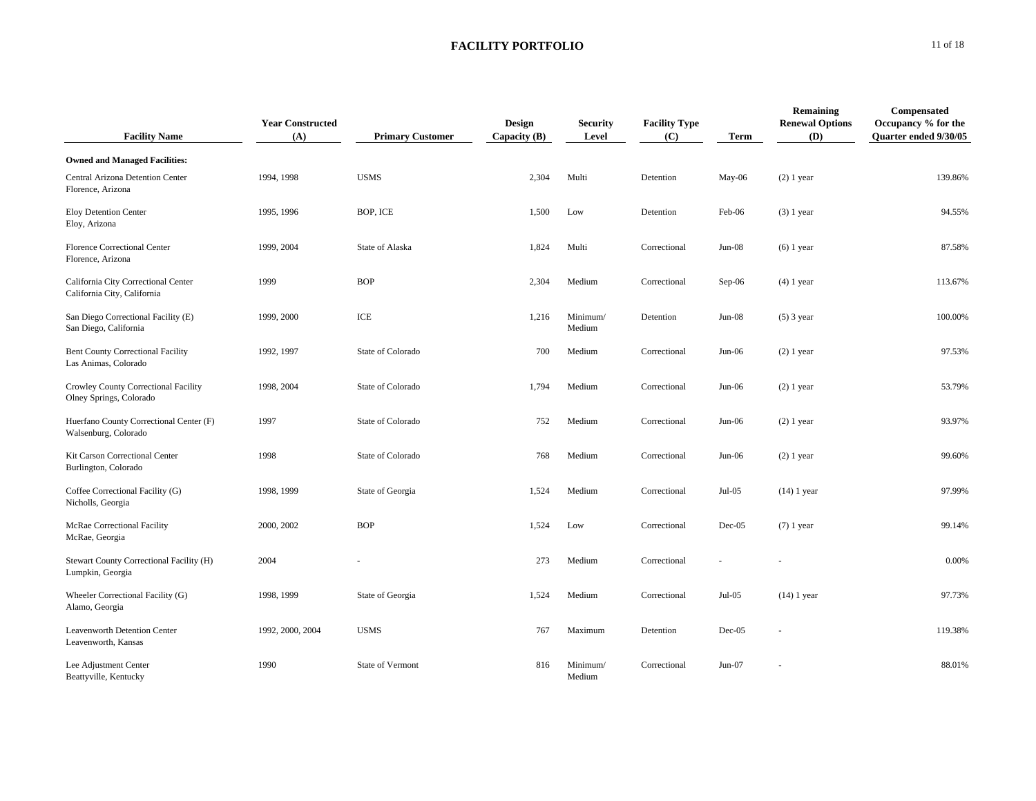## FACILITY PORTFOLIO

| Facility Name | Year Constructed (A) | Primary Customer | Design Capacity (B) | Security Level | Facility Type (C) | Term | Remaining Renewal Options (D) | Compensated Occupancy % for the Quarter ended 9/30/05 |
|---|---|---|---|---|---|---|---|---|
| **Owned and Managed Facilities:** | | | | | | | | |
| Central Arizona Detention Center<br>Florence, Arizona | 1994, 1998 | USMS | 2,304 | Multi | Detention | May-06 | (2) 1 year | 139.86% |
| Eloy Detention Center<br>Eloy, Arizona | 1995, 1996 | BOP, ICE | 1,500 | Low | Detention | Feb-06 | (3) 1 year | 94.55% |
| Florence Correctional Center<br>Florence, Arizona | 1999, 2004 | State of Alaska | 1,824 | Multi | Correctional | Jun-08 | (6) 1 year | 87.58% |
| California City Correctional Center<br>California City, California | 1999 | BOP | 2,304 | Medium | Correctional | Sep-06 | (4) 1 year | 113.67% |
| San Diego Correctional Facility (E)<br>San Diego, California | 1999, 2000 | ICE | 1,216 | Minimum/ Medium | Detention | Jun-08 | (5) 3 year | 100.00% |
| Bent County Correctional Facility<br>Las Animas, Colorado | 1992, 1997 | State of Colorado | 700 | Medium | Correctional | Jun-06 | (2) 1 year | 97.53% |
| Crowley County Correctional Facility<br>Olney Springs, Colorado | 1998, 2004 | State of Colorado | 1,794 | Medium | Correctional | Jun-06 | (2) 1 year | 53.79% |
| Huerfano County Correctional Center (F)<br>Walsenburg, Colorado | 1997 | State of Colorado | 752 | Medium | Correctional | Jun-06 | (2) 1 year | 93.97% |
| Kit Carson Correctional Center<br>Burlington, Colorado | 1998 | State of Colorado | 768 | Medium | Correctional | Jun-06 | (2) 1 year | 99.60% |
| Coffee Correctional Facility (G)<br>Nicholls, Georgia | 1998, 1999 | State of Georgia | 1,524 | Medium | Correctional | Jul-05 | (14) 1 year | 97.99% |
| McRae Correctional Facility<br>McRae, Georgia | 2000, 2002 | BOP | 1,524 | Low | Correctional | Dec-05 | (7) 1 year | 99.14% |
| Stewart County Correctional Facility (H)<br>Lumpkin, Georgia | 2004 | - | 273 | Medium | Correctional | - | - | 0.00% |
| Wheeler Correctional Facility (G)<br>Alamo, Georgia | 1998, 1999 | State of Georgia | 1,524 | Medium | Correctional | Jul-05 | (14) 1 year | 97.73% |
| Leavenworth Detention Center<br>Leavenworth, Kansas | 1992, 2000, 2004 | USMS | 767 | Maximum | Detention | Dec-05 | - | 119.38% |
| Lee Adjustment Center<br>Beattyville, Kentucky | 1990 | State of Vermont | 816 | Minimum/ Medium | Correctional | Jun-07 | - | 88.01% |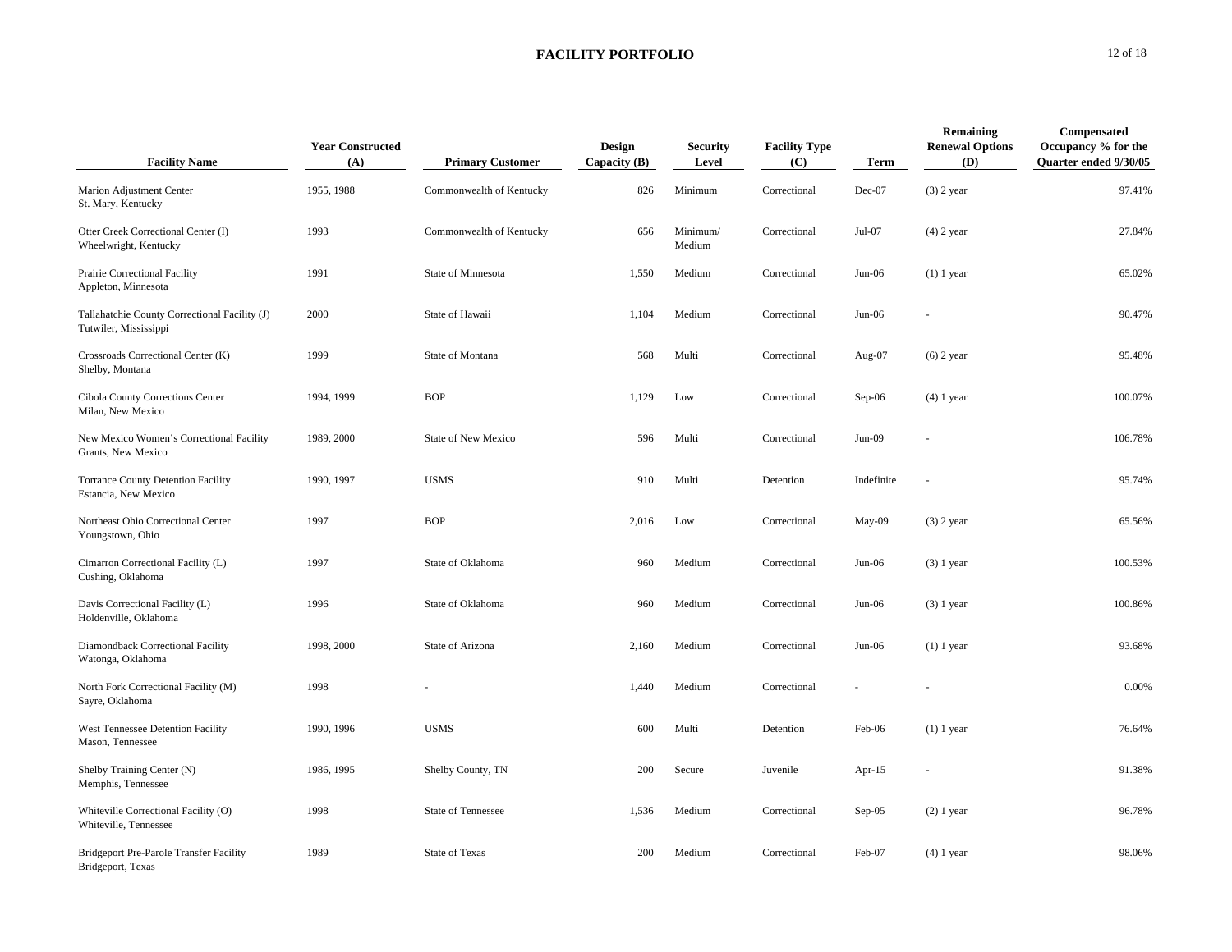## FACILITY PORTFOLIO

| Facility Name | Year Constructed (A) | Primary Customer | Design Capacity (B) | Security Level | Facility Type (C) | Term | Remaining Renewal Options (D) | Compensated Occupancy % for the Quarter ended 9/30/05 |
|---|---|---|---|---|---|---|---|---|
| Marion Adjustment Center<br>St. Mary, Kentucky | 1955, 1988 | Commonwealth of Kentucky | 826 | Minimum | Correctional | Dec-07 | (3) 2 year | 97.41% |
| Otter Creek Correctional Center (I)<br>Wheelwright, Kentucky | 1993 | Commonwealth of Kentucky | 656 | Minimum/ Medium | Correctional | Jul-07 | (4) 2 year | 27.84% |
| Prairie Correctional Facility<br>Appleton, Minnesota | 1991 | State of Minnesota | 1,550 | Medium | Correctional | Jun-06 | (1) 1 year | 65.02% |
| Tallahatchie County Correctional Facility (J)<br>Tutwiler, Mississippi | 2000 | State of Hawaii | 1,104 | Medium | Correctional | Jun-06 | - | 90.47% |
| Crossroads Correctional Center (K)<br>Shelby, Montana | 1999 | State of Montana | 568 | Multi | Correctional | Aug-07 | (6) 2 year | 95.48% |
| Cibola County Corrections Center<br>Milan, New Mexico | 1994, 1999 | BOP | 1,129 | Low | Correctional | Sep-06 | (4) 1 year | 100.07% |
| New Mexico Women's Correctional Facility<br>Grants, New Mexico | 1989, 2000 | State of New Mexico | 596 | Multi | Correctional | Jun-09 | - | 106.78% |
| Torrance County Detention Facility<br>Estancia, New Mexico | 1990, 1997 | USMS | 910 | Multi | Detention | Indefinite | - | 95.74% |
| Northeast Ohio Correctional Center<br>Youngstown, Ohio | 1997 | BOP | 2,016 | Low | Correctional | May-09 | (3) 2 year | 65.56% |
| Cimarron Correctional Facility (L)<br>Cushing, Oklahoma | 1997 | State of Oklahoma | 960 | Medium | Correctional | Jun-06 | (3) 1 year | 100.53% |
| Davis Correctional Facility (L)<br>Holdenville, Oklahoma | 1996 | State of Oklahoma | 960 | Medium | Correctional | Jun-06 | (3) 1 year | 100.86% |
| Diamondback Correctional Facility<br>Watonga, Oklahoma | 1998, 2000 | State of Arizona | 2,160 | Medium | Correctional | Jun-06 | (1) 1 year | 93.68% |
| North Fork Correctional Facility (M)<br>Sayre, Oklahoma | 1998 | - | 1,440 | Medium | Correctional | - | - | 0.00% |
| West Tennessee Detention Facility<br>Mason, Tennessee | 1990, 1996 | USMS | 600 | Multi | Detention | Feb-06 | (1) 1 year | 76.64% |
| Shelby Training Center (N)<br>Memphis, Tennessee | 1986, 1995 | Shelby County, TN | 200 | Secure | Juvenile | Apr-15 | - | 91.38% |
| Whiteville Correctional Facility (O)<br>Whiteville, Tennessee | 1998 | State of Tennessee | 1,536 | Medium | Correctional | Sep-05 | (2) 1 year | 96.78% |
| Bridgeport Pre-Parole Transfer Facility<br>Bridgeport, Texas | 1989 | State of Texas | 200 | Medium | Correctional | Feb-07 | (4) 1 year | 98.06% |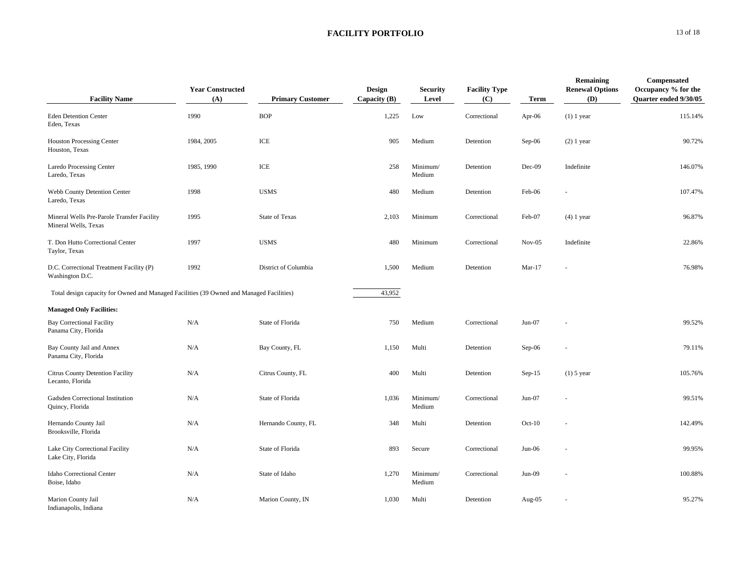## FACILITY PORTFOLIO

| Facility Name | Year Constructed (A) | Primary Customer | Design Capacity (B) | Security Level | Facility Type (C) | Term | Remaining Renewal Options (D) | Compensated Occupancy % for the Quarter ended 9/30/05 |
|---|---|---|---|---|---|---|---|---|
| Eden Detention Center<br>Eden, Texas | 1990 | BOP | 1,225 | Low | Correctional | Apr-06 | (1) 1 year | 115.14% |
| Houston Processing Center<br>Houston, Texas | 1984, 2005 | ICE | 905 | Medium | Detention | Sep-06 | (2) 1 year | 90.72% |
| Laredo Processing Center<br>Laredo, Texas | 1985, 1990 | ICE | 258 | Minimum/ Medium | Detention | Dec-09 | Indefinite | 146.07% |
| Webb County Detention Center<br>Laredo, Texas | 1998 | USMS | 480 | Medium | Detention | Feb-06 | - | 107.47% |
| Mineral Wells Pre-Parole Transfer Facility<br>Mineral Wells, Texas | 1995 | State of Texas | 2,103 | Minimum | Correctional | Feb-07 | (4) 1 year | 96.87% |
| T. Don Hutto Correctional Center<br>Taylor, Texas | 1997 | USMS | 480 | Minimum | Correctional | Nov-05 | Indefinite | 22.86% |
| D.C. Correctional Treatment Facility (P)<br>Washington D.C. | 1992 | District of Columbia | 1,500 | Medium | Detention | Mar-17 | - | 76.98% |
| Total design capacity for Owned and Managed Facilities (39 Owned and Managed Facilities) | | | 43,952 | | | | | |
| **Managed Only Facilities:** | | | | | | | | |
| Bay Correctional Facility<br>Panama City, Florida | N/A | State of Florida | 750 | Medium | Correctional | Jun-07 | - | 99.52% |
| Bay County Jail and Annex<br>Panama City, Florida | N/A | Bay County, FL | 1,150 | Multi | Detention | Sep-06 | - | 79.11% |
| Citrus County Detention Facility<br>Lecanto, Florida | N/A | Citrus County, FL | 400 | Multi | Detention | Sep-15 | (1) 5 year | 105.76% |
| Gadsden Correctional Institution<br>Quincy, Florida | N/A | State of Florida | 1,036 | Minimum/ Medium | Correctional | Jun-07 | - | 99.51% |
| Hernando County Jail<br>Brooksville, Florida | N/A | Hernando County, FL | 348 | Multi | Detention | Oct-10 | - | 142.49% |
| Lake City Correctional Facility<br>Lake City, Florida | N/A | State of Florida | 893 | Secure | Correctional | Jun-06 | - | 99.95% |
| Idaho Correctional Center<br>Boise, Idaho | N/A | State of Idaho | 1,270 | Minimum/ Medium | Correctional | Jun-09 | - | 100.88% |
| Marion County Jail<br>Indianapolis, Indiana | N/A | Marion County, IN | 1,030 | Multi | Detention | Aug-05 | - | 95.27% |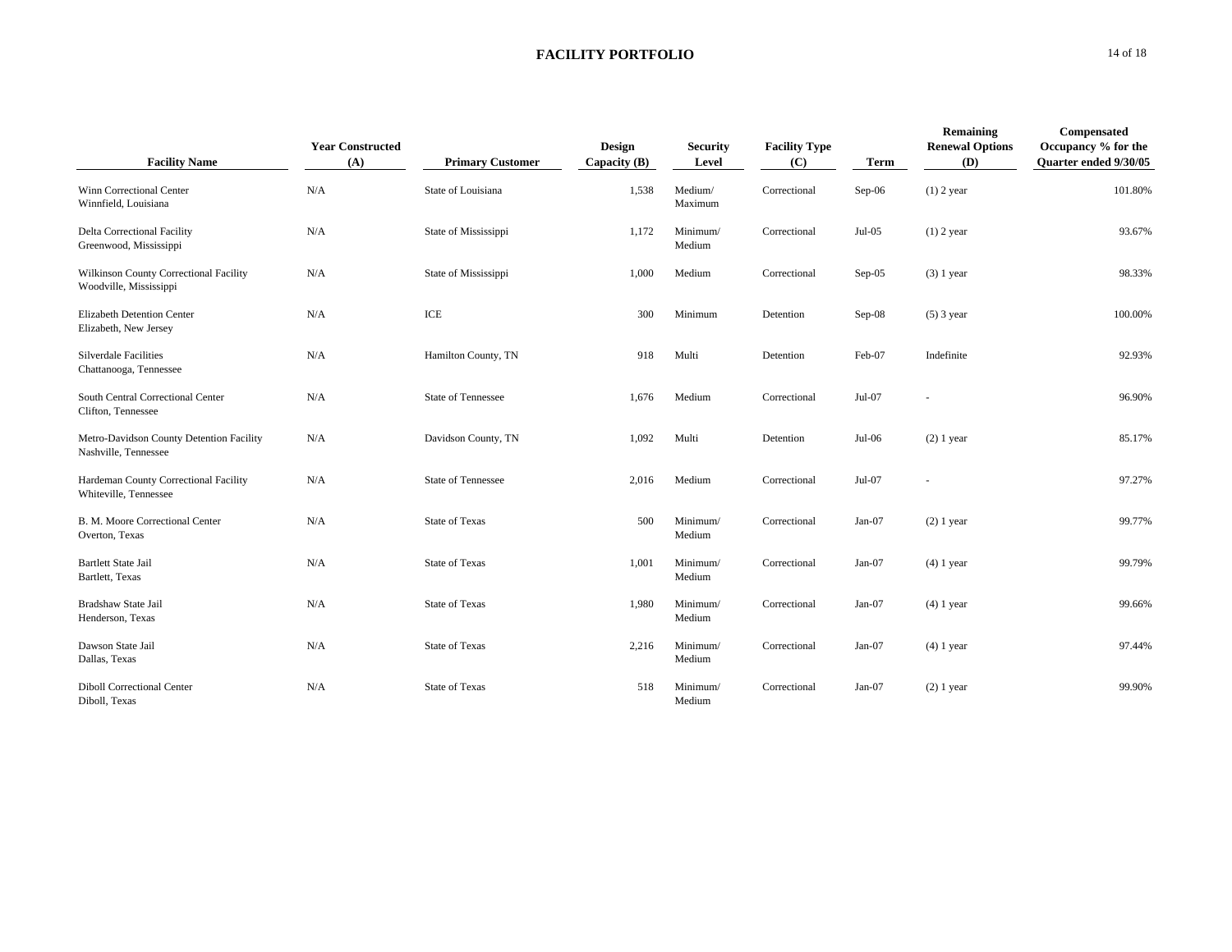## FACILITY PORTFOLIO

| Facility Name | Year Constructed (A) | Primary Customer | Design Capacity (B) | Security Level | Facility Type (C) | Term | Remaining Renewal Options (D) | Compensated Occupancy % for the Quarter ended 9/30/05 |
|---|---|---|---|---|---|---|---|---|
| Winn Correctional Center<br>Winnfield, Louisiana | N/A | State of Louisiana | 1,538 | Medium/<br>Maximum | Correctional | Sep-06 | (1) 2 year | 101.80% |
| Delta Correctional Facility<br>Greenwood, Mississippi | N/A | State of Mississippi | 1,172 | Minimum/<br>Medium | Correctional | Jul-05 | (1) 2 year | 93.67% |
| Wilkinson County Correctional Facility<br>Woodville, Mississippi | N/A | State of Mississippi | 1,000 | Medium | Correctional | Sep-05 | (3) 1 year | 98.33% |
| Elizabeth Detention Center<br>Elizabeth, New Jersey | N/A | ICE | 300 | Minimum | Detention | Sep-08 | (5) 3 year | 100.00% |
| Silverdale Facilities<br>Chattanooga, Tennessee | N/A | Hamilton County, TN | 918 | Multi | Detention | Feb-07 | Indefinite | 92.93% |
| South Central Correctional Center<br>Clifton, Tennessee | N/A | State of Tennessee | 1,676 | Medium | Correctional | Jul-07 | - | 96.90% |
| Metro-Davidson County Detention Facility<br>Nashville, Tennessee | N/A | Davidson County, TN | 1,092 | Multi | Detention | Jul-06 | (2) 1 year | 85.17% |
| Hardeman County Correctional Facility<br>Whiteville, Tennessee | N/A | State of Tennessee | 2,016 | Medium | Correctional | Jul-07 | - | 97.27% |
| B. M. Moore Correctional Center<br>Overton, Texas | N/A | State of Texas | 500 | Minimum/<br>Medium | Correctional | Jan-07 | (2) 1 year | 99.77% |
| Bartlett State Jail<br>Bartlett, Texas | N/A | State of Texas | 1,001 | Minimum/<br>Medium | Correctional | Jan-07 | (4) 1 year | 99.79% |
| Bradshaw State Jail<br>Henderson, Texas | N/A | State of Texas | 1,980 | Minimum/<br>Medium | Correctional | Jan-07 | (4) 1 year | 99.66% |
| Dawson State Jail<br>Dallas, Texas | N/A | State of Texas | 2,216 | Minimum/<br>Medium | Correctional | Jan-07 | (4) 1 year | 97.44% |
| Diboll Correctional Center<br>Diboll, Texas | N/A | State of Texas | 518 | Minimum/<br>Medium | Correctional | Jan-07 | (2) 1 year | 99.90% |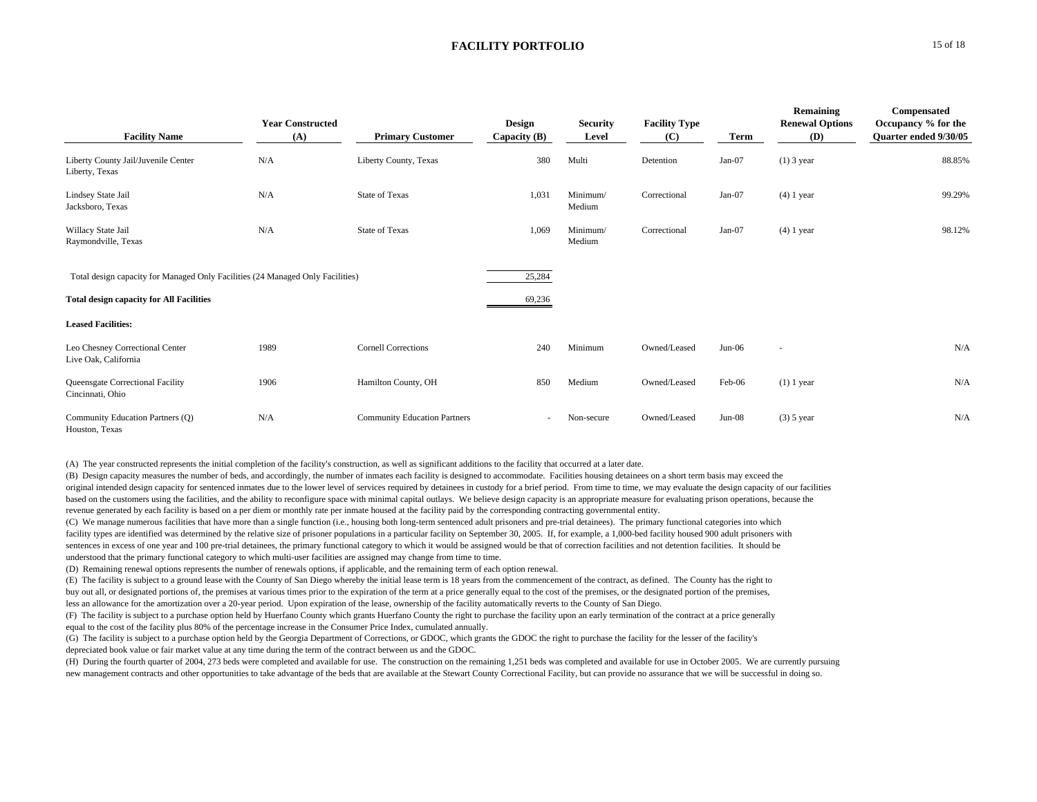## FACILITY PORTFOLIO

| Facility Name | Year Constructed (A) | Primary Customer | Design Capacity (B) | Security Level | Facility Type (C) | Term | Remaining Renewal Options (D) | Compensated Occupancy % for the Quarter ended 9/30/05 |
|---|---|---|---|---|---|---|---|---|
| Liberty County Jail/Juvenile Center<br>Liberty, Texas | N/A | Liberty County, Texas | 380 | Multi | Detention | Jan-07 | (1) 3 year | 88.85% |
| Lindsey State Jail<br>Jacksboro, Texas | N/A | State of Texas | 1,031 | Minimum/<br>Medium | Correctional | Jan-07 | (4) 1 year | 99.29% |
| Willacy State Jail<br>Raymondville, Texas | N/A | State of Texas | 1,069 | Minimum/<br>Medium | Correctional | Jan-07 | (4) 1 year | 98.12% |
| Total design capacity for Managed Only Facilities (24 Managed Only Facilities) | | | 25,284 | | | | | |
| **Total design capacity for All Facilities** | | | 69,236 | | | | | |
| **Leased Facilities:** | | | | | | | | |
| Leo Chesney Correctional Center<br>Live Oak, California | 1989 | Cornell Corrections | 240 | Minimum | Owned/Leased | Jun-06 | - | N/A |
| Queensgate Correctional Facility<br>Cincinnati, Ohio | 1906 | Hamilton County, OH | 850 | Medium | Owned/Leased | Feb-06 | (1) 1 year | N/A |
| Community Education Partners (Q)<br>Houston, Texas | N/A | Community Education Partners | - | Non-secure | Owned/Leased | Jun-08 | (3) 5 year | N/A |

(A) The year constructed represents the initial completion of the facility's construction, as well as significant additions to the facility that occurred at a later date.

(B) Design capacity measures the number of beds, and accordingly, the number of inmates each facility is designed to accommodate. Facilities housing detainees on a short term basis may exceed the original intended design capacity for sentenced inmates due to the lower level of services required by detainees in custody for a brief period. From time to time, we may evaluate the design capacity of our facilities based on the customers using the facilities, and the ability to reconfigure space with minimal capital outlays. We believe design capacity is an appropriate measure for evaluating prison operations, because the revenue generated by each facility is based on a per diem or monthly rate per inmate housed at the facility paid by the corresponding contracting governmental entity.

(C) We manage numerous facilities that have more than a single function (i.e., housing both long-term sentenced adult prisoners and pre-trial detainees). The primary functional categories into which facility types are identified was determined by the relative size of prisoner populations in a particular facility on September 30, 2005. If, for example, a 1,000-bed facility housed 900 adult prisoners with sentences in excess of one year and 100 pre-trial detainees, the primary functional category to which it would be assigned would be that of correction facilities and not detention facilities. It should be understood that the primary functional category to which multi-user facilities are assigned may change from time to time.

(D) Remaining renewal options represents the number of renewals options, if applicable, and the remaining term of each option renewal.

(E) The facility is subject to a ground lease with the County of San Diego whereby the initial lease term is 18 years from the commencement of the contract, as defined. The County has the right to buy out all, or designated portions of, the premises at various times prior to the expiration of the term at a price generally equal to the cost of the premises, or the designated portion of the premises, less an allowance for the amortization over a 20-year period. Upon expiration of the lease, ownership of the facility automatically reverts to the County of San Diego.

(F) The facility is subject to a purchase option held by Huerfano County which grants Huerfano County the right to purchase the facility upon an early termination of the contract at a price generally equal to the cost of the facility plus 80% of the percentage increase in the Consumer Price Index, cumulated annually.

(G) The facility is subject to a purchase option held by the Georgia Department of Corrections, or GDOC, which grants the GDOC the right to purchase the facility for the lesser of the facility's depreciated book value or fair market value at any time during the term of the contract between us and the GDOC.

(H) During the fourth quarter of 2004, 273 beds were completed and available for use. The construction on the remaining 1,251 beds was completed and available for use in October 2005. We are currently pursuing new management contracts and other opportunities to take advantage of the beds that are available at the Stewart County Correctional Facility, but can provide no assurance that we will be successful in doing so.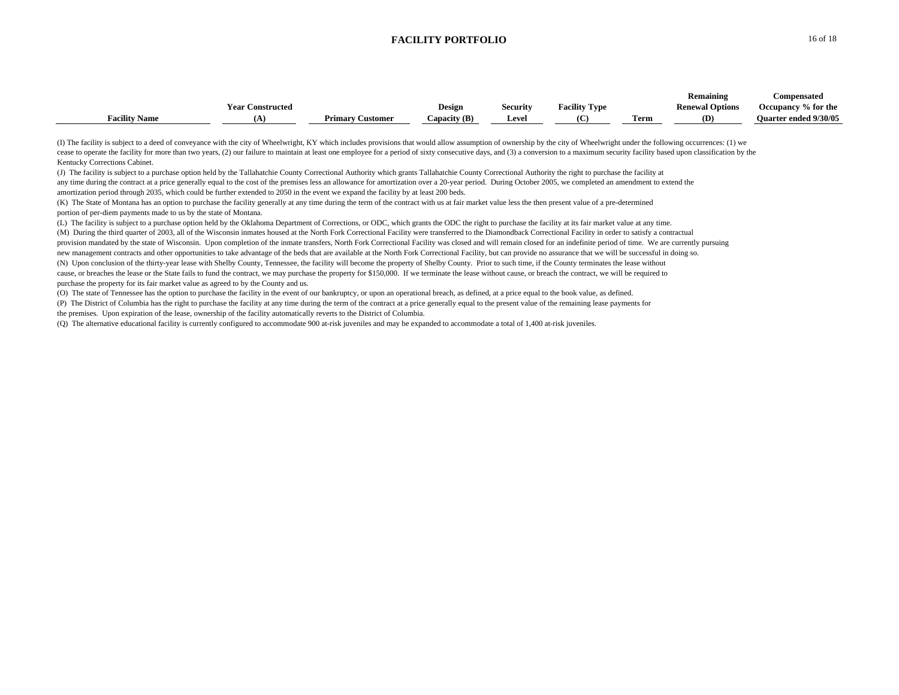## FACILITY PORTFOLIO

| Facility Name | Year Constructed (A) | Primary Customer | Design Capacity (B) | Security Level | Facility Type (C) | Term | Remaining Renewal Options (D) | Compensated Occupancy % for the Quarter ended 9/30/05 |
|---|---|---|---|---|---|---|---|---|

(I) The facility is subject to a deed of conveyance with the city of Wheelwright, KY which includes provisions that would allow assumption of ownership by the city of Wheelwright under the following occurrences: (1) we cease to operate the facility for more than two years, (2) our failure to maintain at least one employee for a period of sixty consecutive days, and (3) a conversion to a maximum security facility based upon classification by the Kentucky Corrections Cabinet.

(J) The facility is subject to a purchase option held by the Tallahatchie County Correctional Authority which grants Tallahatchie County Correctional Authority the right to purchase the facility at any time during the contract at a price generally equal to the cost of the premises less an allowance for amortization over a 20-year period. During October 2005, we completed an amendment to extend the amortization period through 2035, which could be further extended to 2050 in the event we expand the facility by at least 200 beds.

(K) The State of Montana has an option to purchase the facility generally at any time during the term of the contract with us at fair market value less the then present value of a pre-determined portion of per-diem payments made to us by the state of Montana.

(L) The facility is subject to a purchase option held by the Oklahoma Department of Corrections, or ODC, which grants the ODC the right to purchase the facility at its fair market value at any time.

(M) During the third quarter of 2003, all of the Wisconsin inmates housed at the North Fork Correctional Facility were transferred to the Diamondback Correctional Facility in order to satisfy a contractual provision mandated by the state of Wisconsin. Upon completion of the inmate transfers, North Fork Correctional Facility was closed and will remain closed for an indefinite period of time. We are currently pursuing new management contracts and other opportunities to take advantage of the beds that are available at the North Fork Correctional Facility, but can provide no assurance that we will be successful in doing so.

(N) Upon conclusion of the thirty-year lease with Shelby County, Tennessee, the facility will become the property of Shelby County. Prior to such time, if the County terminates the lease without cause, or breaches the lease or the State fails to fund the contract, we may purchase the property for $150,000. If we terminate the lease without cause, or breach the contract, we will be required to purchase the property for its fair market value as agreed to by the County and us.

(O) The state of Tennessee has the option to purchase the facility in the event of our bankruptcy, or upon an operational breach, as defined, at a price equal to the book value, as defined.

(P) The District of Columbia has the right to purchase the facility at any time during the term of the contract at a price generally equal to the present value of the remaining lease payments for the premises. Upon expiration of the lease, ownership of the facility automatically reverts to the District of Columbia.

(Q) The alternative educational facility is currently configured to accommodate 900 at-risk juveniles and may be expanded to accommodate a total of 1,400 at-risk juveniles.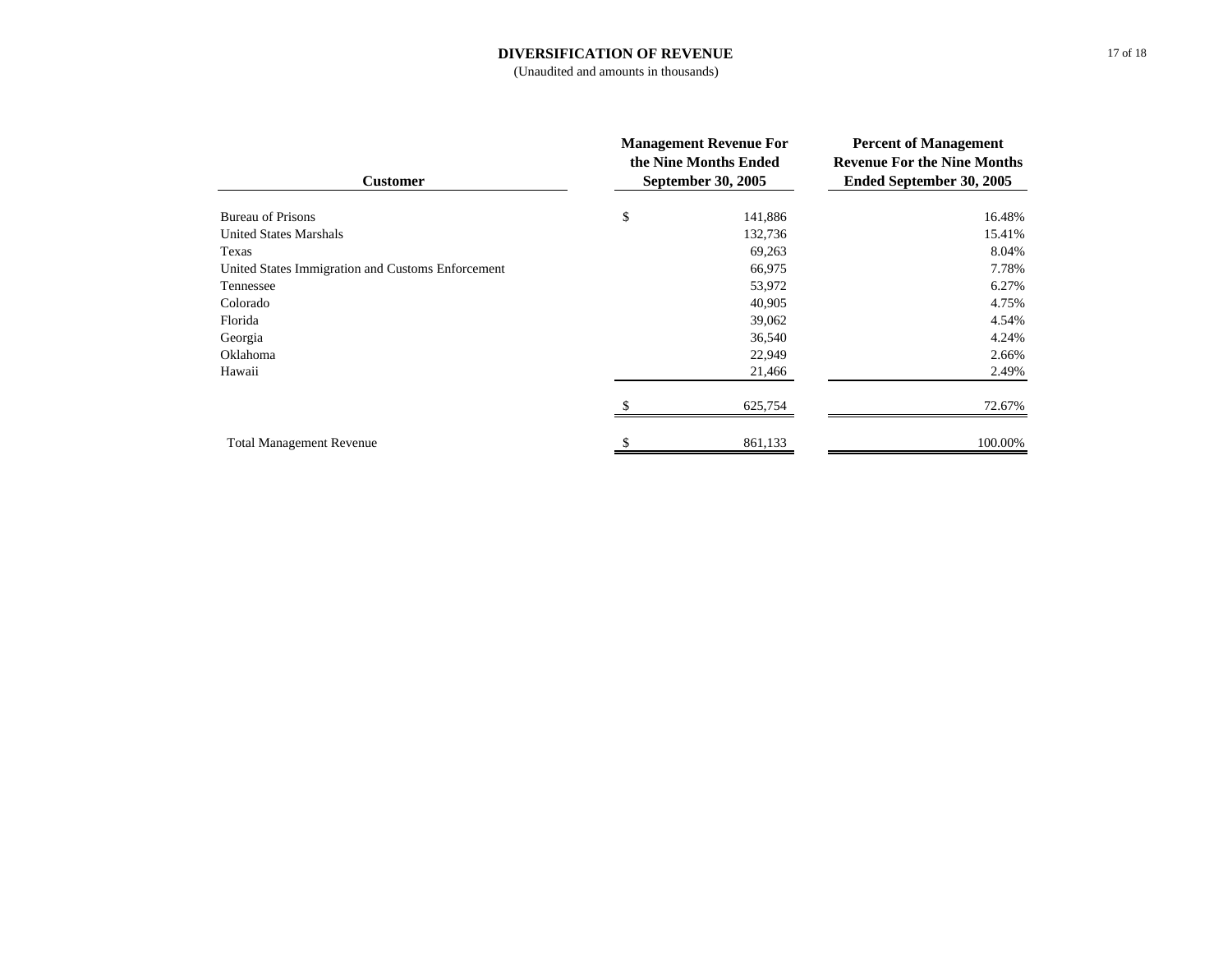# DIVERSIFICATION OF REVENUE

(Unaudited and amounts in thousands)

| Customer | Management Revenue For the Nine Months Ended September 30, 2005 | Percent of Management Revenue For the Nine Months Ended September 30, 2005 |
|---|---|---|
| Bureau of Prisons | $ 141,886 | 16.48% |
| United States Marshals | 132,736 | 15.41% |
| Texas | 69,263 | 8.04% |
| United States Immigration and Customs Enforcement | 66,975 | 7.78% |
| Tennessee | 53,972 | 6.27% |
| Colorado | 40,905 | 4.75% |
| Florida | 39,062 | 4.54% |
| Georgia | 36,540 | 4.24% |
| Oklahoma | 22,949 | 2.66% |
| Hawaii | 21,466 | 2.49% |
| | $ 625,754 | 72.67% |
| Total Management Revenue | $ 861,133 | 100.00% |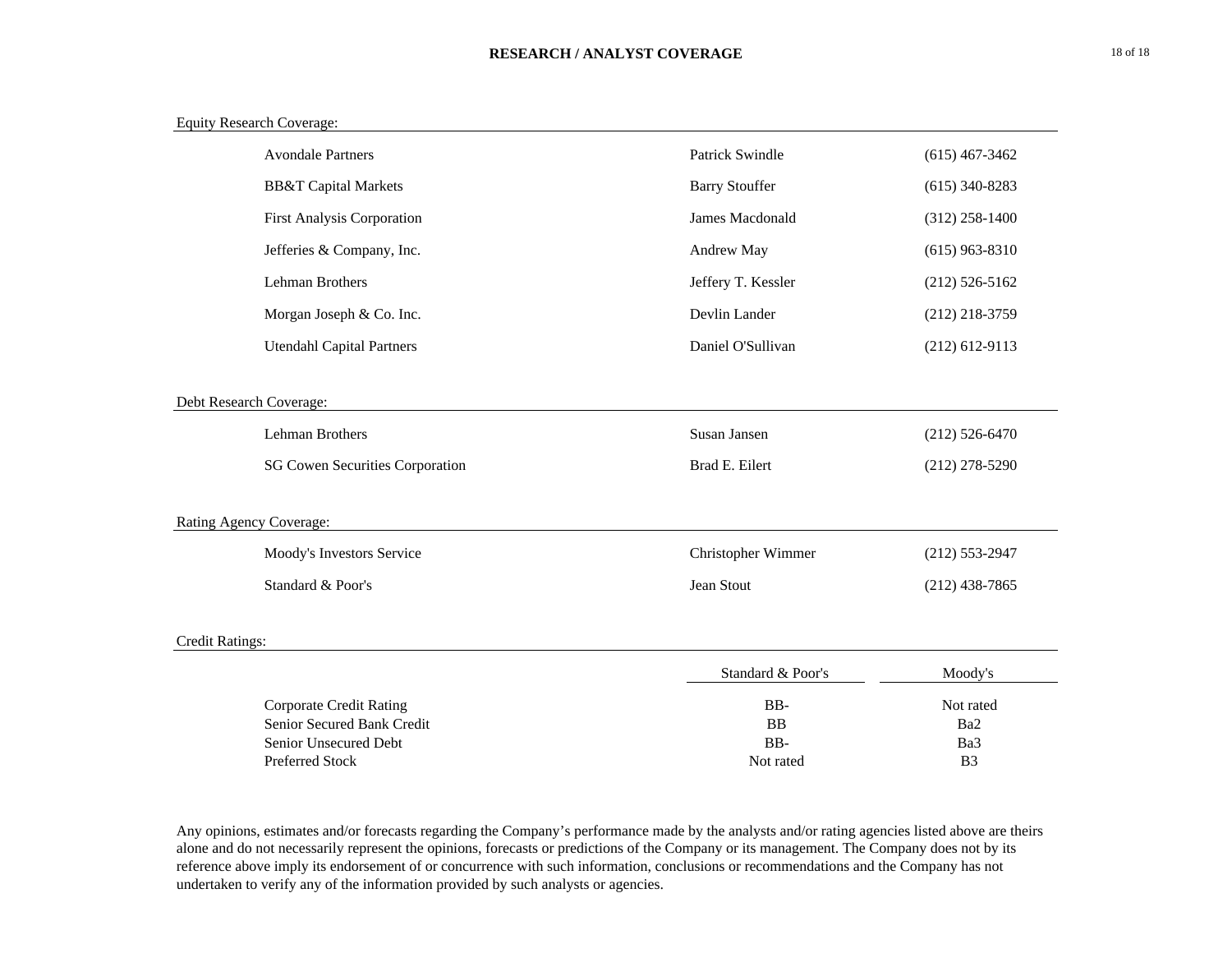# RESEARCH / ANALYST COVERAGE

## Equity Research Coverage:

| | | |
|---|---|---|
| Avondale Partners | Patrick Swindle | (615) 467-3462 |
| BB&T Capital Markets | Barry Stouffer | (615) 340-8283 |
| First Analysis Corporation | James Macdonald | (312) 258-1400 |
| Jefferies & Company, Inc. | Andrew May | (615) 963-8310 |
| Lehman Brothers | Jeffery T. Kessler | (212) 526-5162 |
| Morgan Joseph & Co. Inc. | Devlin Lander | (212) 218-3759 |
| Utendahl Capital Partners | Daniel O'Sullivan | (212) 612-9113 |

## Debt Research Coverage:

| | | |
|---|---|---|
| Lehman Brothers | Susan Jansen | (212) 526-6470 |
| SG Cowen Securities Corporation | Brad E. Eilert | (212) 278-5290 |

## Rating Agency Coverage:

| | | |
|---|---|---|
| Moody's Investors Service | Christopher Wimmer | (212) 553-2947 |
| Standard & Poor's | Jean Stout | (212) 438-7865 |

## Credit Ratings:

| | Standard & Poor's | Moody's |
|---|---|---|
| Corporate Credit Rating | BB- | Not rated |
| Senior Secured Bank Credit | BB | Ba2 |
| Senior Unsecured Debt | BB- | Ba3 |
| Preferred Stock | Not rated | B3 |

Any opinions, estimates and/or forecasts regarding the Company's performance made by the analysts and/or rating agencies listed above are theirs alone and do not necessarily represent the opinions, forecasts or predictions of the Company or its management. The Company does not by its reference above imply its endorsement of or concurrence with such information, conclusions or recommendations and the Company has not undertaken to verify any of the information provided by such analysts or agencies.